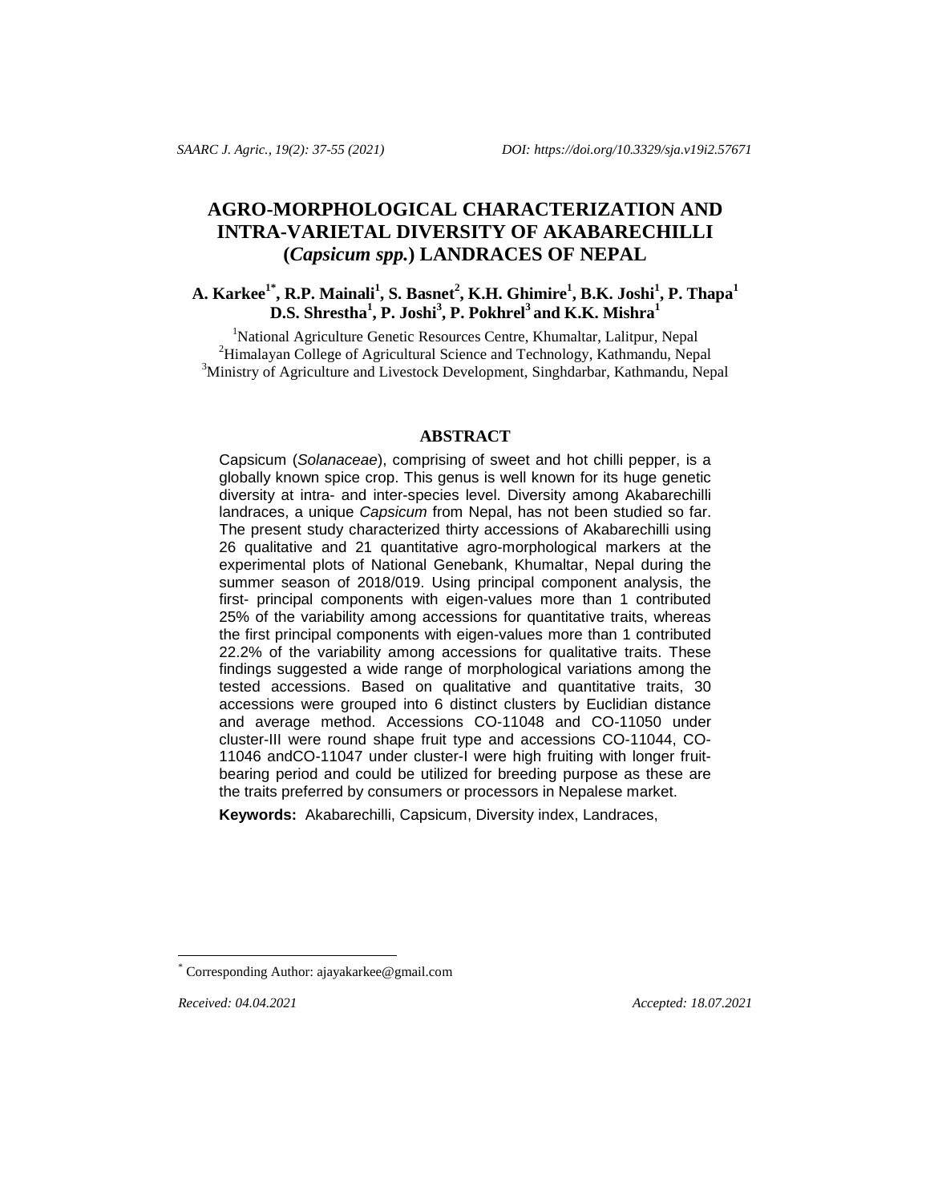# AGRO-MORPHOLOGICAL CHARACTERIZATION AND INTRA-VARIETAL DIVERSITY OF AKABARECHILLI (*Capsicum spp.*) LANDRACES OF NEPAL

**A. Karkee[1*], R.P. Mainali[1], S. Basnet[2], K.H. Ghimire[1], B.K. Joshi[1], P. Thapa[1] D.S. Shrestha[1], P. Joshi[3], P. Pokhrel[3] and K.K. Mishra[1]**

[1]National Agriculture Genetic Resources Centre, Khumaltar, Lalitpur, Nepal
[2]Himalayan College of Agricultural Science and Technology, Kathmandu, Nepal
[3]Ministry of Agriculture and Livestock Development, Singhdarbar, Kathmandu, Nepal

## ABSTRACT

Capsicum (*Solanaceae*), comprising of sweet and hot chilli pepper, is a globally known spice crop. This genus is well known for its huge genetic diversity at intra- and inter-species level. Diversity among Akabarechilli landraces, a unique *Capsicum* from Nepal, has not been studied so far. The present study characterized thirty accessions of Akabarechilli using 26 qualitative and 21 quantitative agro-morphological markers at the experimental plots of National Genebank, Khumaltar, Nepal during the summer season of 2018/019. Using principal component analysis, the first- principal components with eigen-values more than 1 contributed 25% of the variability among accessions for quantitative traits, whereas the first principal components with eigen-values more than 1 contributed 22.2% of the variability among accessions for qualitative traits. These findings suggested a wide range of morphological variations among the tested accessions. Based on qualitative and quantitative traits, 30 accessions were grouped into 6 distinct clusters by Euclidian distance and average method. Accessions CO-11048 and CO-11050 under cluster-III were round shape fruit type and accessions CO-11044, CO-11046 andCO-11047 under cluster-I were high fruiting with longer fruit-bearing period and could be utilized for breeding purpose as these are the traits preferred by consumers or processors in Nepalese market.

**Keywords:** Akabarechilli, Capsicum, Diversity index, Landraces,

---

[*] Corresponding Author: ajayakarkee@gmail.com

*Received: 04.04.2021* *Accepted: 18.07.2021*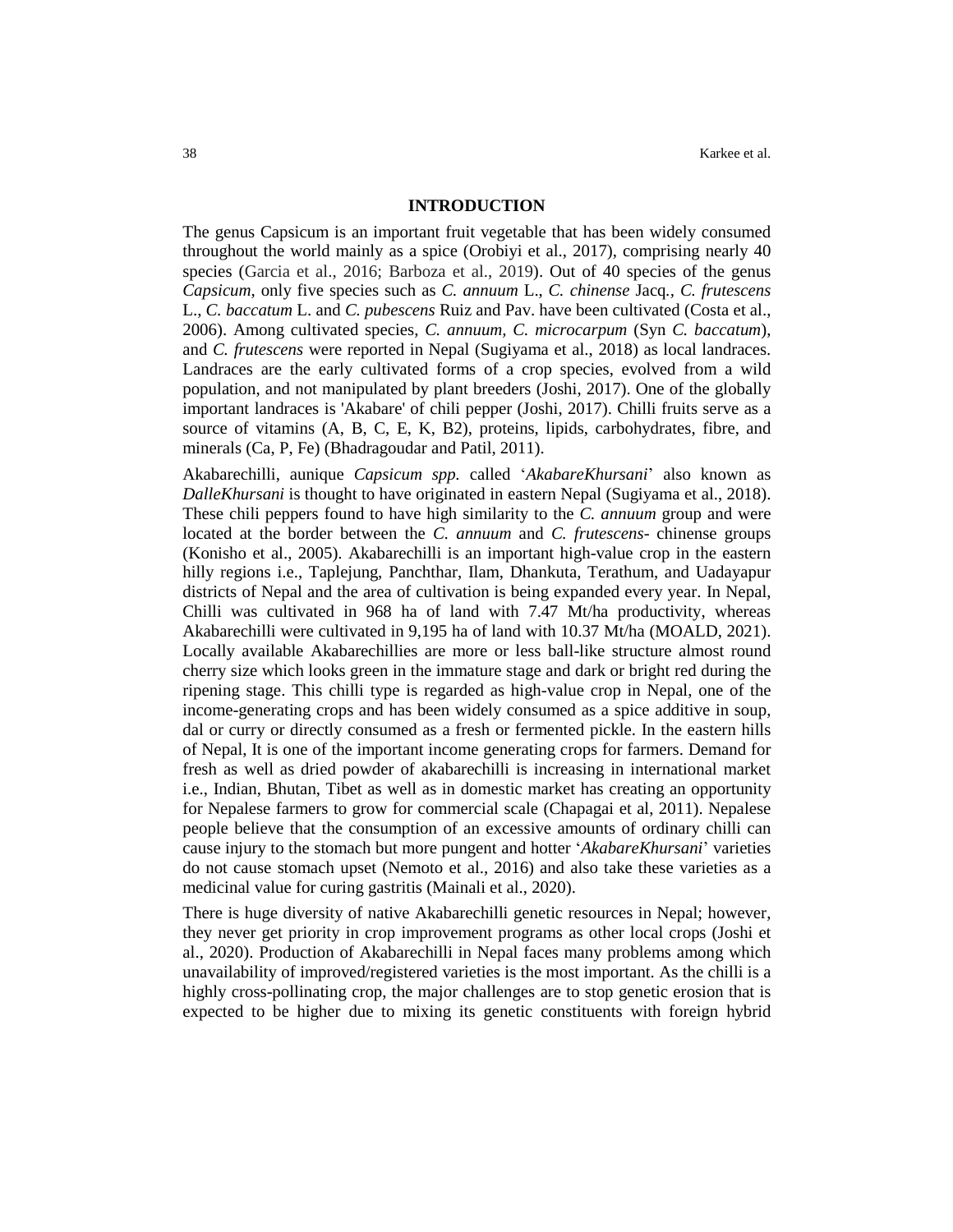## INTRODUCTION

The genus Capsicum is an important fruit vegetable that has been widely consumed throughout the world mainly as a spice (Orobiyi et al., 2017), comprising nearly 40 species (Garcia et al., 2016; Barboza et al., 2019). Out of 40 species of the genus *Capsicum*, only five species such as *C. annuum* L., *C. chinense* Jacq., *C. frutescens* L., *C. baccatum* L. and *C. pubescens* Ruiz and Pav. have been cultivated (Costa et al., 2006). Among cultivated species, *C. annuum*, *C. microcarpum* (Syn *C. baccatum*), and *C. frutescens* were reported in Nepal (Sugiyama et al., 2018) as local landraces. Landraces are the early cultivated forms of a crop species, evolved from a wild population, and not manipulated by plant breeders (Joshi, 2017). One of the globally important landraces is 'Akabare' of chili pepper (Joshi, 2017). Chilli fruits serve as a source of vitamins (A, B, C, E, K, B2), proteins, lipids, carbohydrates, fibre, and minerals (Ca, P, Fe) (Bhadragoudar and Patil, 2011).

Akabarechilli, aunique *Capsicum spp.* called '*AkabareKhursani*' also known as *DalleKhursani* is thought to have originated in eastern Nepal (Sugiyama et al., 2018). These chili peppers found to have high similarity to the *C. annuum* group and were located at the border between the *C. annuum* and *C. frutescens*- chinense groups (Konisho et al., 2005). Akabarechilli is an important high-value crop in the eastern hilly regions i.e., Taplejung, Panchthar, Ilam, Dhankuta, Terathum, and Uadayapur districts of Nepal and the area of cultivation is being expanded every year. In Nepal, Chilli was cultivated in 968 ha of land with 7.47 Mt/ha productivity, whereas Akabarechilli were cultivated in 9,195 ha of land with 10.37 Mt/ha (MOALD, 2021). Locally available Akabarechillies are more or less ball-like structure almost round cherry size which looks green in the immature stage and dark or bright red during the ripening stage. This chilli type is regarded as high-value crop in Nepal, one of the income-generating crops and has been widely consumed as a spice additive in soup, dal or curry or directly consumed as a fresh or fermented pickle. In the eastern hills of Nepal, It is one of the important income generating crops for farmers. Demand for fresh as well as dried powder of akabarechilli is increasing in international market i.e., Indian, Bhutan, Tibet as well as in domestic market has creating an opportunity for Nepalese farmers to grow for commercial scale (Chapagai et al, 2011). Nepalese people believe that the consumption of an excessive amounts of ordinary chilli can cause injury to the stomach but more pungent and hotter '*AkabareKhursani*' varieties do not cause stomach upset (Nemoto et al., 2016) and also take these varieties as a medicinal value for curing gastritis (Mainali et al., 2020).

There is huge diversity of native Akabarechilli genetic resources in Nepal; however, they never get priority in crop improvement programs as other local crops (Joshi et al., 2020). Production of Akabarechilli in Nepal faces many problems among which unavailability of improved/registered varieties is the most important. As the chilli is a highly cross-pollinating crop, the major challenges are to stop genetic erosion that is expected to be higher due to mixing its genetic constituents with foreign hybrid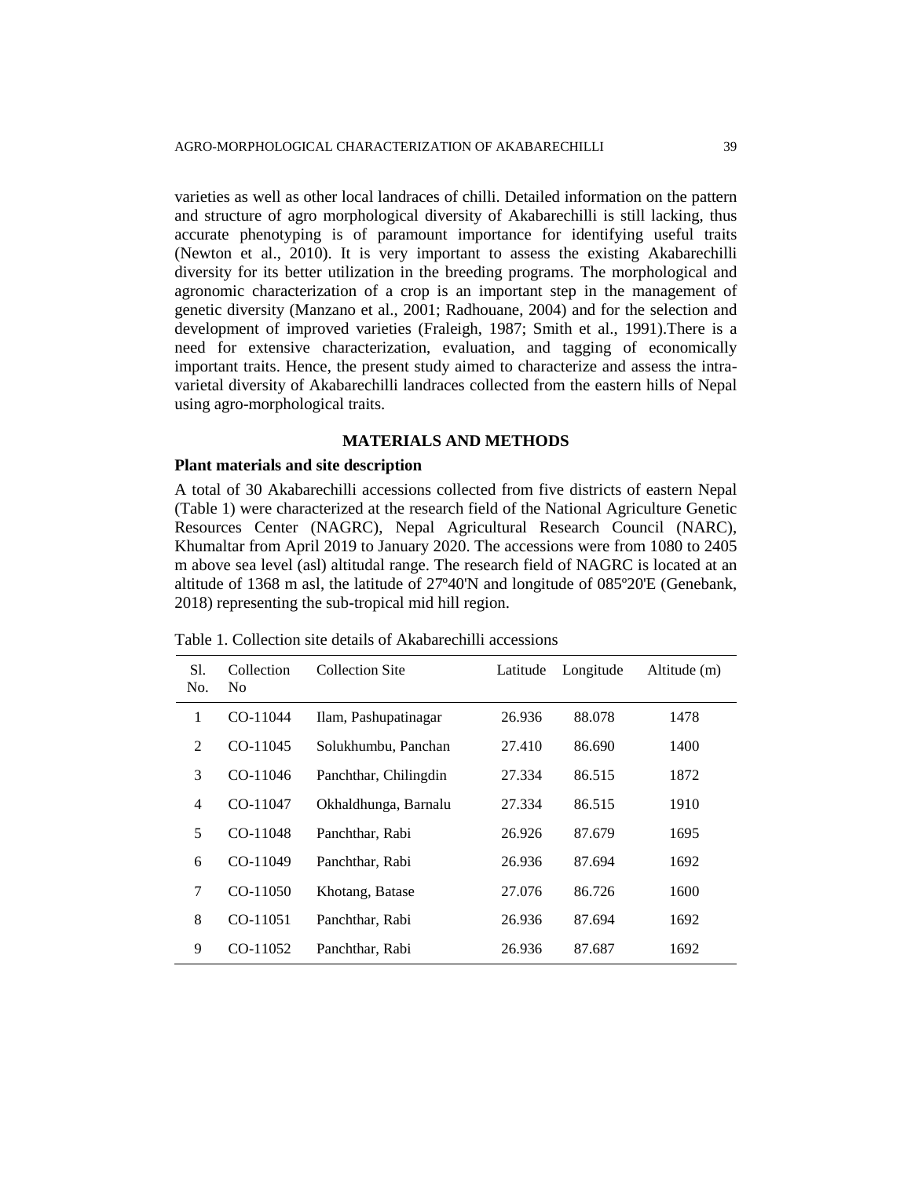varieties as well as other local landraces of chilli. Detailed information on the pattern and structure of agro morphological diversity of Akabarechilli is still lacking, thus accurate phenotyping is of paramount importance for identifying useful traits (Newton et al., 2010). It is very important to assess the existing Akabarechilli diversity for its better utilization in the breeding programs. The morphological and agronomic characterization of a crop is an important step in the management of genetic diversity (Manzano et al., 2001; Radhouane, 2004) and for the selection and development of improved varieties (Fraleigh, 1987; Smith et al., 1991).There is a need for extensive characterization, evaluation, and tagging of economically important traits. Hence, the present study aimed to characterize and assess the intra-varietal diversity of Akabarechilli landraces collected from the eastern hills of Nepal using agro-morphological traits.

## MATERIALS AND METHODS

### Plant materials and site description

A total of 30 Akabarechilli accessions collected from five districts of eastern Nepal (Table 1) were characterized at the research field of the National Agriculture Genetic Resources Center (NAGRC), Nepal Agricultural Research Council (NARC), Khumaltar from April 2019 to January 2020. The accessions were from 1080 to 2405 m above sea level (asl) altitudal range. The research field of NAGRC is located at an altitude of 1368 m asl, the latitude of 27º40'N and longitude of 085º20'E (Genebank, 2018) representing the sub-tropical mid hill region.

Table 1. Collection site details of Akabarechilli accessions

| Sl. No. | Collection No | Collection Site | Latitude | Longitude | Altitude (m) |
|---|---|---|---|---|---|
| 1 | CO-11044 | Ilam, Pashupatinagar | 26.936 | 88.078 | 1478 |
| 2 | CO-11045 | Solukhumbu, Panchan | 27.410 | 86.690 | 1400 |
| 3 | CO-11046 | Panchthar, Chilingdin | 27.334 | 86.515 | 1872 |
| 4 | CO-11047 | Okhaldhunga, Barnalu | 27.334 | 86.515 | 1910 |
| 5 | CO-11048 | Panchthar, Rabi | 26.926 | 87.679 | 1695 |
| 6 | CO-11049 | Panchthar, Rabi | 26.936 | 87.694 | 1692 |
| 7 | CO-11050 | Khotang, Batase | 27.076 | 86.726 | 1600 |
| 8 | CO-11051 | Panchthar, Rabi | 26.936 | 87.694 | 1692 |
| 9 | CO-11052 | Panchthar, Rabi | 26.936 | 87.687 | 1692 |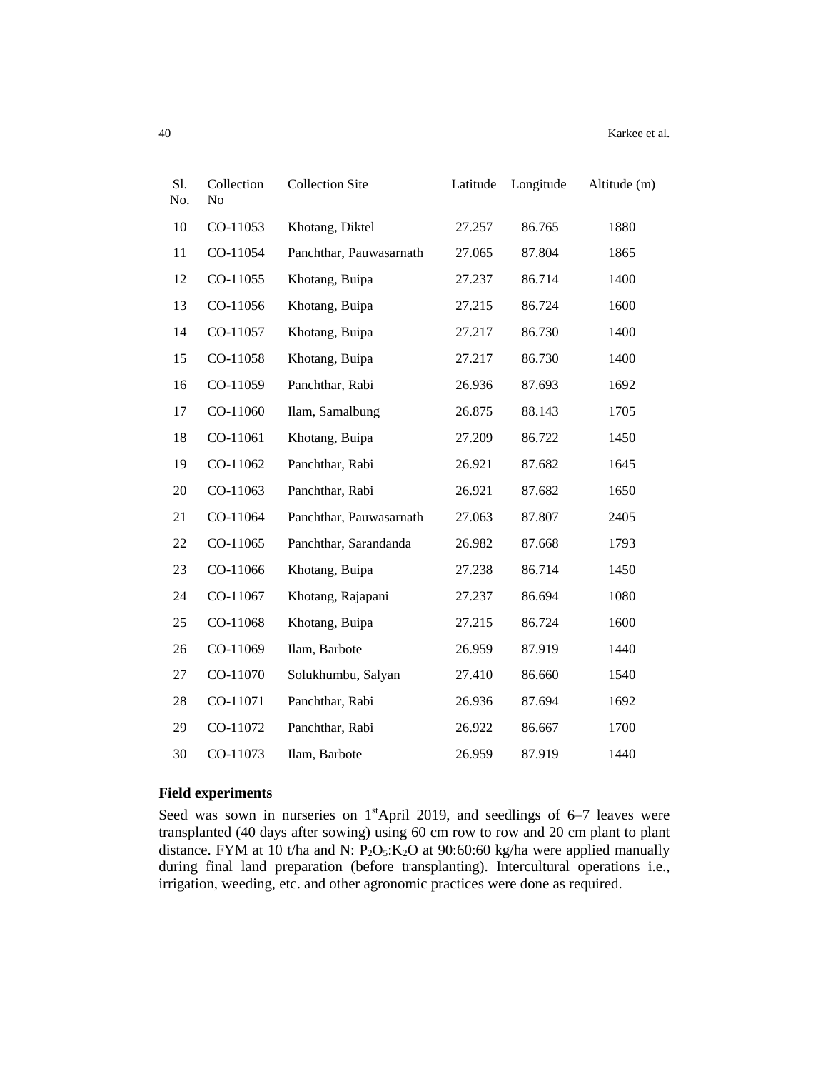| Sl. No. | Collection No | Collection Site | Latitude | Longitude | Altitude (m) |
|---|---|---|---|---|---|
| 10 | CO-11053 | Khotang, Diktel | 27.257 | 86.765 | 1880 |
| 11 | CO-11054 | Panchthar, Pauwasarnath | 27.065 | 87.804 | 1865 |
| 12 | CO-11055 | Khotang, Buipa | 27.237 | 86.714 | 1400 |
| 13 | CO-11056 | Khotang, Buipa | 27.215 | 86.724 | 1600 |
| 14 | CO-11057 | Khotang, Buipa | 27.217 | 86.730 | 1400 |
| 15 | CO-11058 | Khotang, Buipa | 27.217 | 86.730 | 1400 |
| 16 | CO-11059 | Panchthar, Rabi | 26.936 | 87.693 | 1692 |
| 17 | CO-11060 | Ilam, Samalbung | 26.875 | 88.143 | 1705 |
| 18 | CO-11061 | Khotang, Buipa | 27.209 | 86.722 | 1450 |
| 19 | CO-11062 | Panchthar, Rabi | 26.921 | 87.682 | 1645 |
| 20 | CO-11063 | Panchthar, Rabi | 26.921 | 87.682 | 1650 |
| 21 | CO-11064 | Panchthar, Pauwasarnath | 27.063 | 87.807 | 2405 |
| 22 | CO-11065 | Panchthar, Sarandanda | 26.982 | 87.668 | 1793 |
| 23 | CO-11066 | Khotang, Buipa | 27.238 | 86.714 | 1450 |
| 24 | CO-11067 | Khotang, Rajapani | 27.237 | 86.694 | 1080 |
| 25 | CO-11068 | Khotang, Buipa | 27.215 | 86.724 | 1600 |
| 26 | CO-11069 | Ilam, Barbote | 26.959 | 87.919 | 1440 |
| 27 | CO-11070 | Solukhumbu, Salyan | 27.410 | 86.660 | 1540 |
| 28 | CO-11071 | Panchthar, Rabi | 26.936 | 87.694 | 1692 |
| 29 | CO-11072 | Panchthar, Rabi | 26.922 | 86.667 | 1700 |
| 30 | CO-11073 | Ilam, Barbote | 26.959 | 87.919 | 1440 |

**Field experiments**

Seed was sown in nurseries on 1st April 2019, and seedlings of 6–7 leaves were transplanted (40 days after sowing) using 60 cm row to row and 20 cm plant to plant distance. FYM at 10 t/ha and N: $P_2O_5$:$K_2O$ at 90:60:60 kg/ha were applied manually during final land preparation (before transplanting). Intercultural operations i.e., irrigation, weeding, etc. and other agronomic practices were done as required.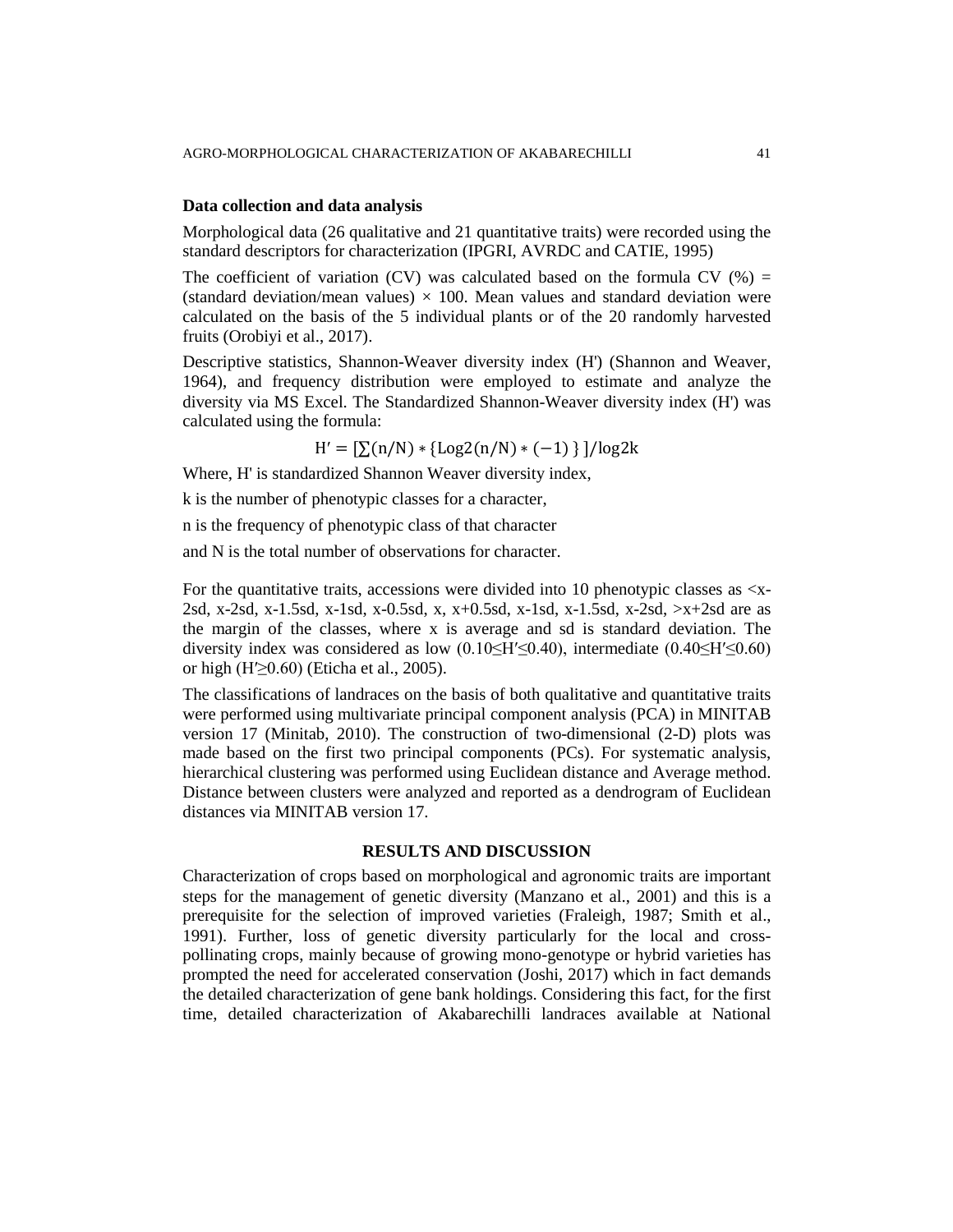### Data collection and data analysis

Morphological data (26 qualitative and 21 quantitative traits) were recorded using the standard descriptors for characterization (IPGRI, AVRDC and CATIE, 1995)

The coefficient of variation (CV) was calculated based on the formula CV (%) = (standard deviation/mean values) × 100. Mean values and standard deviation were calculated on the basis of the 5 individual plants or of the 20 randomly harvested fruits (Orobiyi et al., 2017).

Descriptive statistics, Shannon-Weaver diversity index (H') (Shannon and Weaver, 1964), and frequency distribution were employed to estimate and analyze the diversity via MS Excel. The Standardized Shannon-Weaver diversity index (H') was calculated using the formula:

$$H' = [\sum(n/N) * \{\mathrm{Log2}(n/N) * (-1)\}]/\log 2k$$

Where, H' is standardized Shannon Weaver diversity index,

k is the number of phenotypic classes for a character,

n is the frequency of phenotypic class of that character

and N is the total number of observations for character.

For the quantitative traits, accessions were divided into 10 phenotypic classes as <x-2sd, x-2sd, x-1.5sd, x-1sd, x-0.5sd, x, x+0.5sd, x-1sd, x-1.5sd, x-2sd, >x+2sd are as the margin of the classes, where x is average and sd is standard deviation. The diversity index was considered as low ($0.10 \leq H' \leq 0.40$), intermediate ($0.40 \leq H' \leq 0.60$) or high ($H' \geq 0.60$) (Eticha et al., 2005).

The classifications of landraces on the basis of both qualitative and quantitative traits were performed using multivariate principal component analysis (PCA) in MINITAB version 17 (Minitab, 2010). The construction of two-dimensional (2-D) plots was made based on the first two principal components (PCs). For systematic analysis, hierarchical clustering was performed using Euclidean distance and Average method. Distance between clusters were analyzed and reported as a dendrogram of Euclidean distances via MINITAB version 17.

## RESULTS AND DISCUSSION

Characterization of crops based on morphological and agronomic traits are important steps for the management of genetic diversity (Manzano et al., 2001) and this is a prerequisite for the selection of improved varieties (Fraleigh, 1987; Smith et al., 1991). Further, loss of genetic diversity particularly for the local and cross-pollinating crops, mainly because of growing mono-genotype or hybrid varieties has prompted the need for accelerated conservation (Joshi, 2017) which in fact demands the detailed characterization of gene bank holdings. Considering this fact, for the first time, detailed characterization of Akabarechilli landraces available at National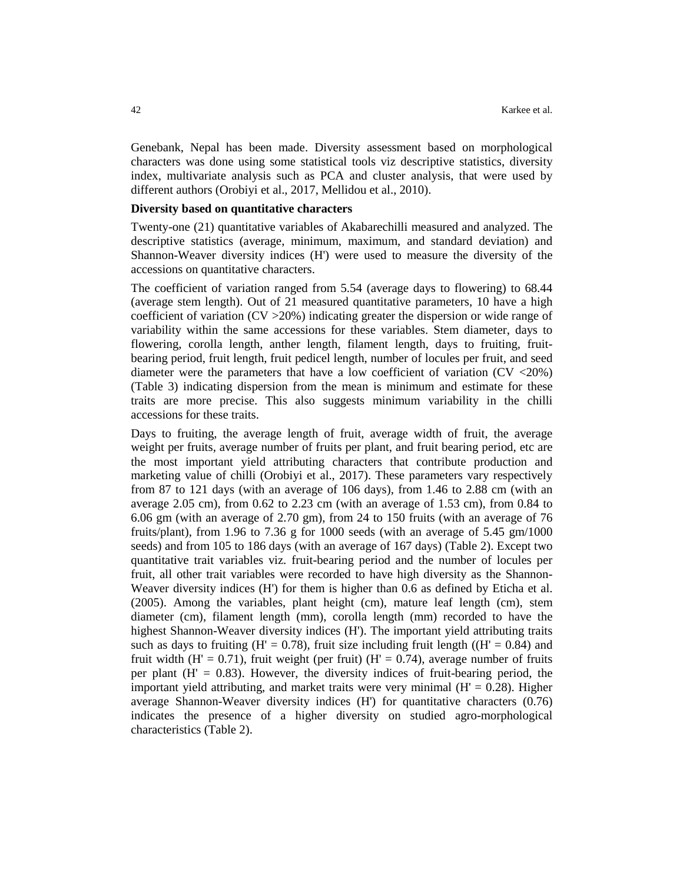Genebank, Nepal has been made. Diversity assessment based on morphological characters was done using some statistical tools viz descriptive statistics, diversity index, multivariate analysis such as PCA and cluster analysis, that were used by different authors (Orobiyi et al., 2017, Mellidou et al., 2010).

**Diversity based on quantitative characters**

Twenty-one (21) quantitative variables of Akabarechilli measured and analyzed. The descriptive statistics (average, minimum, maximum, and standard deviation) and Shannon-Weaver diversity indices (H') were used to measure the diversity of the accessions on quantitative characters.

The coefficient of variation ranged from 5.54 (average days to flowering) to 68.44 (average stem length). Out of 21 measured quantitative parameters, 10 have a high coefficient of variation (CV >20%) indicating greater the dispersion or wide range of variability within the same accessions for these variables. Stem diameter, days to flowering, corolla length, anther length, filament length, days to fruiting, fruit-bearing period, fruit length, fruit pedicel length, number of locules per fruit, and seed diameter were the parameters that have a low coefficient of variation (CV <20%) (Table 3) indicating dispersion from the mean is minimum and estimate for these traits are more precise. This also suggests minimum variability in the chilli accessions for these traits.

Days to fruiting, the average length of fruit, average width of fruit, the average weight per fruits, average number of fruits per plant, and fruit bearing period, etc are the most important yield attributing characters that contribute production and marketing value of chilli (Orobiyi et al., 2017). These parameters vary respectively from 87 to 121 days (with an average of 106 days), from 1.46 to 2.88 cm (with an average 2.05 cm), from 0.62 to 2.23 cm (with an average of 1.53 cm), from 0.84 to 6.06 gm (with an average of 2.70 gm), from 24 to 150 fruits (with an average of 76 fruits/plant), from 1.96 to 7.36 g for 1000 seeds (with an average of 5.45 gm/1000 seeds) and from 105 to 186 days (with an average of 167 days) (Table 2). Except two quantitative trait variables viz. fruit-bearing period and the number of locules per fruit, all other trait variables were recorded to have high diversity as the Shannon-Weaver diversity indices (H') for them is higher than 0.6 as defined by Eticha et al. (2005). Among the variables, plant height (cm), mature leaf length (cm), stem diameter (cm), filament length (mm), corolla length (mm) recorded to have the highest Shannon-Weaver diversity indices (H'). The important yield attributing traits such as days to fruiting (H' = 0.78), fruit size including fruit length ((H' = 0.84) and fruit width (H' = 0.71), fruit weight (per fruit) (H' = 0.74), average number of fruits per plant (H' = 0.83). However, the diversity indices of fruit-bearing period, the important yield attributing, and market traits were very minimal (H' = 0.28). Higher average Shannon-Weaver diversity indices (H') for quantitative characters (0.76) indicates the presence of a higher diversity on studied agro-morphological characteristics (Table 2).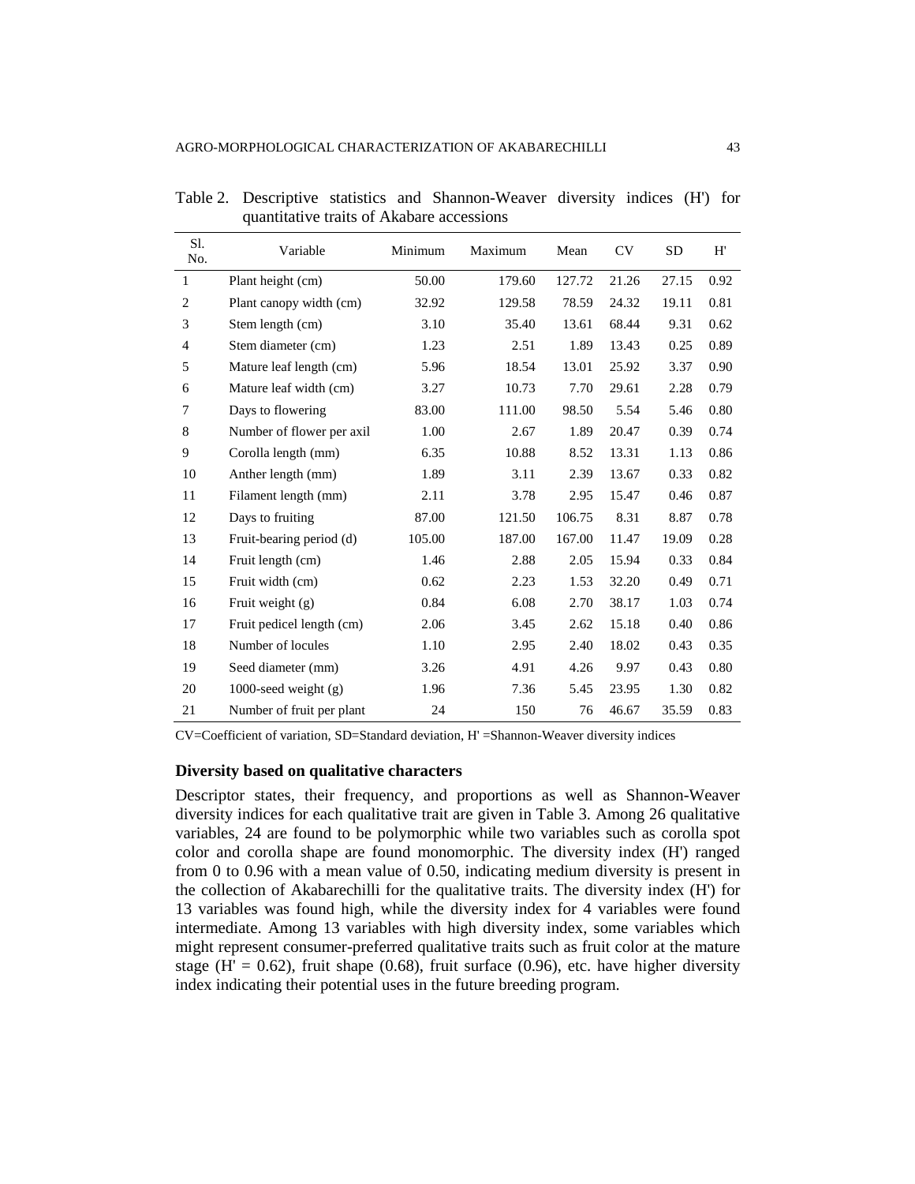Table 2. Descriptive statistics and Shannon-Weaver diversity indices (H') for quantitative traits of Akabare accessions

| Sl. No. | Variable | Minimum | Maximum | Mean | CV | SD | H' |
|---|---|---|---|---|---|---|---|
| 1 | Plant height (cm) | 50.00 | 179.60 | 127.72 | 21.26 | 27.15 | 0.92 |
| 2 | Plant canopy width (cm) | 32.92 | 129.58 | 78.59 | 24.32 | 19.11 | 0.81 |
| 3 | Stem length (cm) | 3.10 | 35.40 | 13.61 | 68.44 | 9.31 | 0.62 |
| 4 | Stem diameter (cm) | 1.23 | 2.51 | 1.89 | 13.43 | 0.25 | 0.89 |
| 5 | Mature leaf length (cm) | 5.96 | 18.54 | 13.01 | 25.92 | 3.37 | 0.90 |
| 6 | Mature leaf width (cm) | 3.27 | 10.73 | 7.70 | 29.61 | 2.28 | 0.79 |
| 7 | Days to flowering | 83.00 | 111.00 | 98.50 | 5.54 | 5.46 | 0.80 |
| 8 | Number of flower per axil | 1.00 | 2.67 | 1.89 | 20.47 | 0.39 | 0.74 |
| 9 | Corolla length (mm) | 6.35 | 10.88 | 8.52 | 13.31 | 1.13 | 0.86 |
| 10 | Anther length (mm) | 1.89 | 3.11 | 2.39 | 13.67 | 0.33 | 0.82 |
| 11 | Filament length (mm) | 2.11 | 3.78 | 2.95 | 15.47 | 0.46 | 0.87 |
| 12 | Days to fruiting | 87.00 | 121.50 | 106.75 | 8.31 | 8.87 | 0.78 |
| 13 | Fruit-bearing period (d) | 105.00 | 187.00 | 167.00 | 11.47 | 19.09 | 0.28 |
| 14 | Fruit length (cm) | 1.46 | 2.88 | 2.05 | 15.94 | 0.33 | 0.84 |
| 15 | Fruit width (cm) | 0.62 | 2.23 | 1.53 | 32.20 | 0.49 | 0.71 |
| 16 | Fruit weight (g) | 0.84 | 6.08 | 2.70 | 38.17 | 1.03 | 0.74 |
| 17 | Fruit pedicel length (cm) | 2.06 | 3.45 | 2.62 | 15.18 | 0.40 | 0.86 |
| 18 | Number of locules | 1.10 | 2.95 | 2.40 | 18.02 | 0.43 | 0.35 |
| 19 | Seed diameter (mm) | 3.26 | 4.91 | 4.26 | 9.97 | 0.43 | 0.80 |
| 20 | 1000-seed weight (g) | 1.96 | 7.36 | 5.45 | 23.95 | 1.30 | 0.82 |
| 21 | Number of fruit per plant | 24 | 150 | 76 | 46.67 | 35.59 | 0.83 |

CV=Coefficient of variation, SD=Standard deviation, H' =Shannon-Weaver diversity indices

### Diversity based on qualitative characters

Descriptor states, their frequency, and proportions as well as Shannon-Weaver diversity indices for each qualitative trait are given in Table 3. Among 26 qualitative variables, 24 are found to be polymorphic while two variables such as corolla spot color and corolla shape are found monomorphic. The diversity index (H') ranged from 0 to 0.96 with a mean value of 0.50, indicating medium diversity is present in the collection of Akabarechilli for the qualitative traits. The diversity index (H') for 13 variables was found high, while the diversity index for 4 variables were found intermediate. Among 13 variables with high diversity index, some variables which might represent consumer-preferred qualitative traits such as fruit color at the mature stage (H' = 0.62), fruit shape (0.68), fruit surface (0.96), etc. have higher diversity index indicating their potential uses in the future breeding program.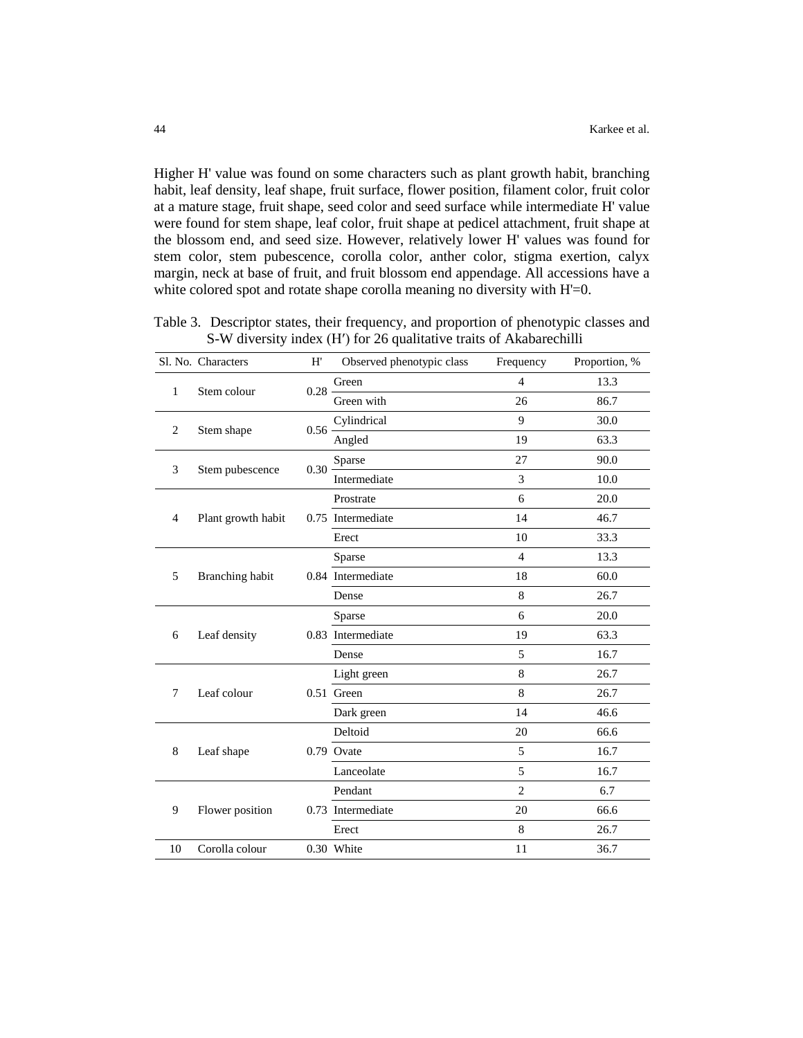Higher H' value was found on some characters such as plant growth habit, branching habit, leaf density, leaf shape, fruit surface, flower position, filament color, fruit color at a mature stage, fruit shape, seed color and seed surface while intermediate H' value were found for stem shape, leaf color, fruit shape at pedicel attachment, fruit shape at the blossom end, and seed size. However, relatively lower H' values was found for stem color, stem pubescence, corolla color, anther color, stigma exertion, calyx margin, neck at base of fruit, and fruit blossom end appendage. All accessions have a white colored spot and rotate shape corolla meaning no diversity with H'=0.

Table 3. Descriptor states, their frequency, and proportion of phenotypic classes and S-W diversity index (H′) for 26 qualitative traits of Akabarechilli

| Sl. No. | Characters | H' | Observed phenotypic class | Frequency | Proportion, % |
|---|---|---|---|---|---|
| 1 | Stem colour | 0.28 | Green | 4 | 13.3 |
| | | | Green with | 26 | 86.7 |
| 2 | Stem shape | 0.56 | Cylindrical | 9 | 30.0 |
| | | | Angled | 19 | 63.3 |
| 3 | Stem pubescence | 0.30 | Sparse | 27 | 90.0 |
| | | | Intermediate | 3 | 10.0 |
| 4 | Plant growth habit | 0.75 | Prostrate | 6 | 20.0 |
| | | | Intermediate | 14 | 46.7 |
| | | | Erect | 10 | 33.3 |
| 5 | Branching habit | 0.84 | Sparse | 4 | 13.3 |
| | | | Intermediate | 18 | 60.0 |
| | | | Dense | 8 | 26.7 |
| 6 | Leaf density | 0.83 | Sparse | 6 | 20.0 |
| | | | Intermediate | 19 | 63.3 |
| | | | Dense | 5 | 16.7 |
| 7 | Leaf colour | 0.51 | Light green | 8 | 26.7 |
| | | | Green | 8 | 26.7 |
| | | | Dark green | 14 | 46.6 |
| 8 | Leaf shape | 0.79 | Deltoid | 20 | 66.6 |
| | | | Ovate | 5 | 16.7 |
| | | | Lanceolate | 5 | 16.7 |
| 9 | Flower position | 0.73 | Pendant | 2 | 6.7 |
| | | | Intermediate | 20 | 66.6 |
| | | | Erect | 8 | 26.7 |
| 10 | Corolla colour | 0.30 | White | 11 | 36.7 |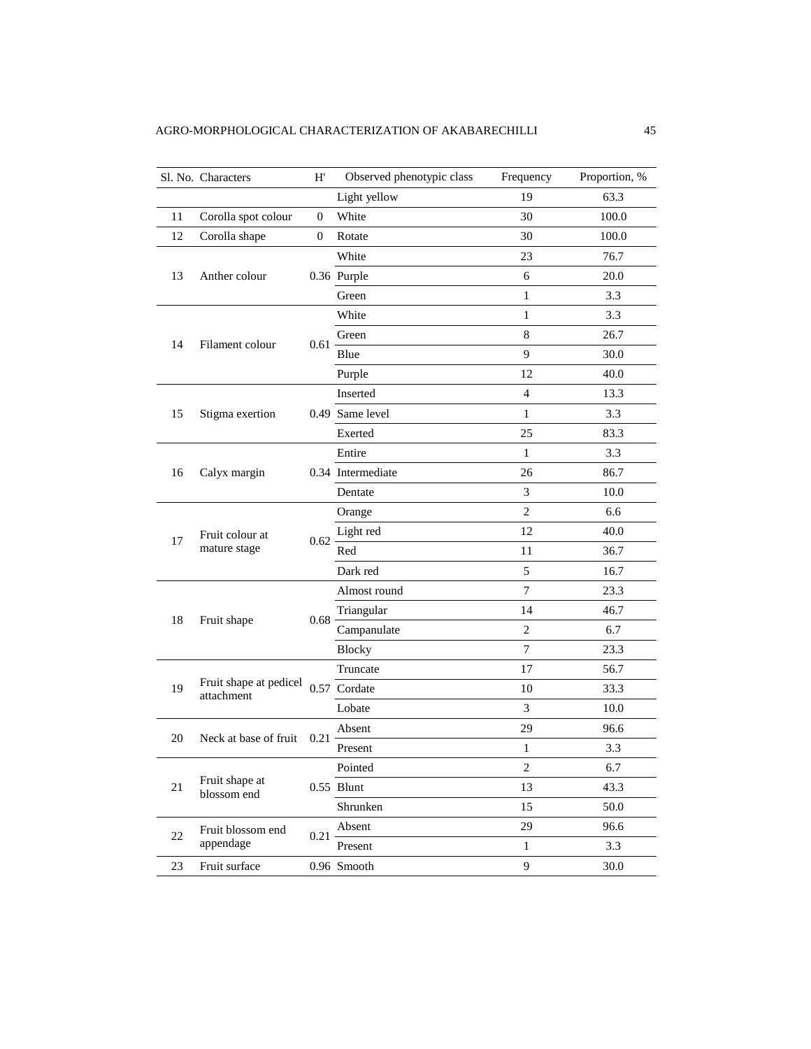| Sl. No. | Characters | H' | Observed phenotypic class | Frequency | Proportion, % |
|---|---|---|---|---|---|
| | | | Light yellow | 19 | 63.3 |
| 11 | Corolla spot colour | 0 | White | 30 | 100.0 |
| 12 | Corolla shape | 0 | Rotate | 30 | 100.0 |
| 13 | Anther colour | 0.36 | White | 23 | 76.7 |
| | | | Purple | 6 | 20.0 |
| | | | Green | 1 | 3.3 |
| 14 | Filament colour | 0.61 | White | 1 | 3.3 |
| | | | Green | 8 | 26.7 |
| | | | Blue | 9 | 30.0 |
| | | | Purple | 12 | 40.0 |
| 15 | Stigma exertion | 0.49 | Inserted | 4 | 13.3 |
| | | | Same level | 1 | 3.3 |
| | | | Exerted | 25 | 83.3 |
| 16 | Calyx margin | 0.34 | Entire | 1 | 3.3 |
| | | | Intermediate | 26 | 86.7 |
| | | | Dentate | 3 | 10.0 |
| 17 | Fruit colour at mature stage | 0.62 | Orange | 2 | 6.6 |
| | | | Light red | 12 | 40.0 |
| | | | Red | 11 | 36.7 |
| | | | Dark red | 5 | 16.7 |
| 18 | Fruit shape | 0.68 | Almost round | 7 | 23.3 |
| | | | Triangular | 14 | 46.7 |
| | | | Campanulate | 2 | 6.7 |
| | | | Blocky | 7 | 23.3 |
| 19 | Fruit shape at pedicel attachment | 0.57 | Truncate | 17 | 56.7 |
| | | | Cordate | 10 | 33.3 |
| | | | Lobate | 3 | 10.0 |
| 20 | Neck at base of fruit | 0.21 | Absent | 29 | 96.6 |
| | | | Present | 1 | 3.3 |
| 21 | Fruit shape at blossom end | 0.55 | Pointed | 2 | 6.7 |
| | | | Blunt | 13 | 43.3 |
| | | | Shrunken | 15 | 50.0 |
| 22 | Fruit blossom end appendage | 0.21 | Absent | 29 | 96.6 |
| | | | Present | 1 | 3.3 |
| 23 | Fruit surface | 0.96 | Smooth | 9 | 30.0 |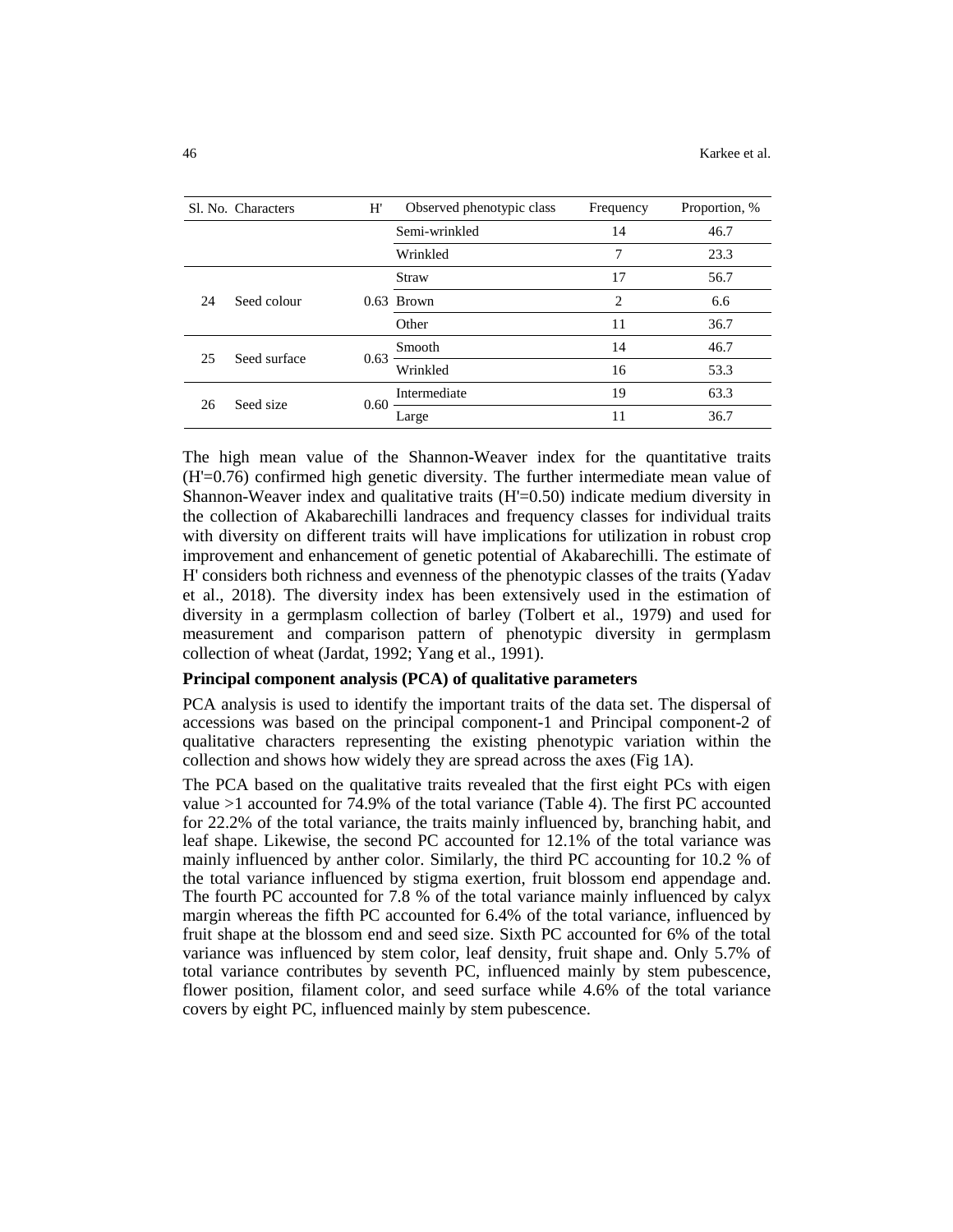| Sl. No. | Characters | H' | Observed phenotypic class | Frequency | Proportion, % |
|---|---|---|---|---|---|
| | | | Semi-wrinkled | 14 | 46.7 |
| | | | Wrinkled | 7 | 23.3 |
| 24 | Seed colour | 0.63 | Straw | 17 | 56.7 |
| | | | Brown | 2 | 6.6 |
| | | | Other | 11 | 36.7 |
| 25 | Seed surface | 0.63 | Smooth | 14 | 46.7 |
| | | | Wrinkled | 16 | 53.3 |
| 26 | Seed size | 0.60 | Intermediate | 19 | 63.3 |
| | | | Large | 11 | 36.7 |

The high mean value of the Shannon-Weaver index for the quantitative traits (H'=0.76) confirmed high genetic diversity. The further intermediate mean value of Shannon-Weaver index and qualitative traits (H'=0.50) indicate medium diversity in the collection of Akabarechilli landraces and frequency classes for individual traits with diversity on different traits will have implications for utilization in robust crop improvement and enhancement of genetic potential of Akabarechilli. The estimate of H' considers both richness and evenness of the phenotypic classes of the traits (Yadav et al., 2018). The diversity index has been extensively used in the estimation of diversity in a germplasm collection of barley (Tolbert et al., 1979) and used for measurement and comparison pattern of phenotypic diversity in germplasm collection of wheat (Jardat, 1992; Yang et al., 1991).

**Principal component analysis (PCA) of qualitative parameters**

PCA analysis is used to identify the important traits of the data set. The dispersal of accessions was based on the principal component-1 and Principal component-2 of qualitative characters representing the existing phenotypic variation within the collection and shows how widely they are spread across the axes (Fig 1A).

The PCA based on the qualitative traits revealed that the first eight PCs with eigen value >1 accounted for 74.9% of the total variance (Table 4). The first PC accounted for 22.2% of the total variance, the traits mainly influenced by, branching habit, and leaf shape. Likewise, the second PC accounted for 12.1% of the total variance was mainly influenced by anther color. Similarly, the third PC accounting for 10.2 % of the total variance influenced by stigma exertion, fruit blossom end appendage and. The fourth PC accounted for 7.8 % of the total variance mainly influenced by calyx margin whereas the fifth PC accounted for 6.4% of the total variance, influenced by fruit shape at the blossom end and seed size. Sixth PC accounted for 6% of the total variance was influenced by stem color, leaf density, fruit shape and. Only 5.7% of total variance contributes by seventh PC, influenced mainly by stem pubescence, flower position, filament color, and seed surface while 4.6% of the total variance covers by eight PC, influenced mainly by stem pubescence.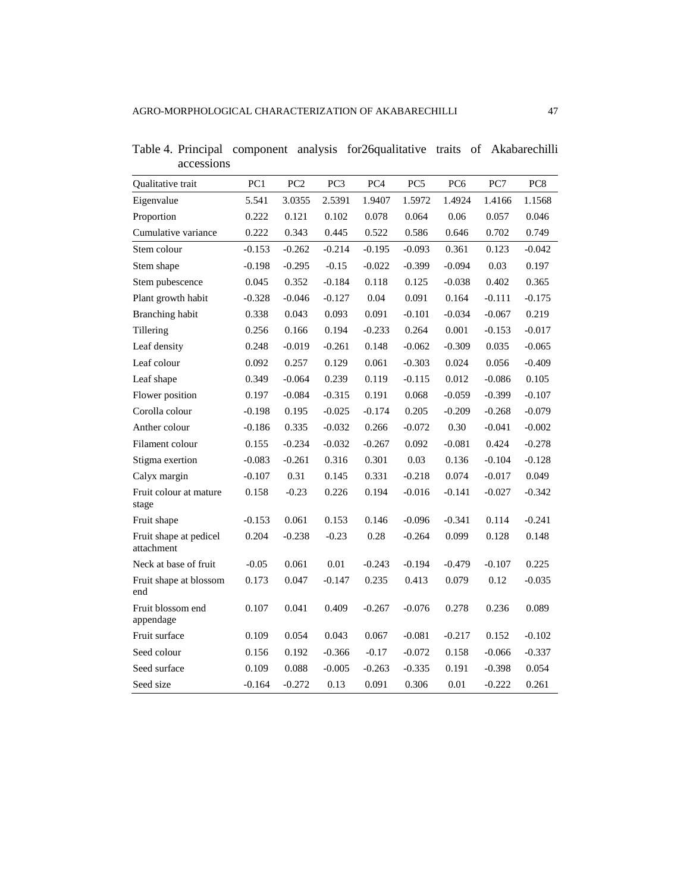Table 4. Principal component analysis for26qualitative traits of Akabarechilli accessions

| Qualitative trait | PC1 | PC2 | PC3 | PC4 | PC5 | PC6 | PC7 | PC8 |
|---|---|---|---|---|---|---|---|---|
| Eigenvalue | 5.541 | 3.0355 | 2.5391 | 1.9407 | 1.5972 | 1.4924 | 1.4166 | 1.1568 |
| Proportion | 0.222 | 0.121 | 0.102 | 0.078 | 0.064 | 0.06 | 0.057 | 0.046 |
| Cumulative variance | 0.222 | 0.343 | 0.445 | 0.522 | 0.586 | 0.646 | 0.702 | 0.749 |
| Stem colour | -0.153 | -0.262 | -0.214 | -0.195 | -0.093 | 0.361 | 0.123 | -0.042 |
| Stem shape | -0.198 | -0.295 | -0.15 | -0.022 | -0.399 | -0.094 | 0.03 | 0.197 |
| Stem pubescence | 0.045 | 0.352 | -0.184 | 0.118 | 0.125 | -0.038 | 0.402 | 0.365 |
| Plant growth habit | -0.328 | -0.046 | -0.127 | 0.04 | 0.091 | 0.164 | -0.111 | -0.175 |
| Branching habit | 0.338 | 0.043 | 0.093 | 0.091 | -0.101 | -0.034 | -0.067 | 0.219 |
| Tillering | 0.256 | 0.166 | 0.194 | -0.233 | 0.264 | 0.001 | -0.153 | -0.017 |
| Leaf density | 0.248 | -0.019 | -0.261 | 0.148 | -0.062 | -0.309 | 0.035 | -0.065 |
| Leaf colour | 0.092 | 0.257 | 0.129 | 0.061 | -0.303 | 0.024 | 0.056 | -0.409 |
| Leaf shape | 0.349 | -0.064 | 0.239 | 0.119 | -0.115 | 0.012 | -0.086 | 0.105 |
| Flower position | 0.197 | -0.084 | -0.315 | 0.191 | 0.068 | -0.059 | -0.399 | -0.107 |
| Corolla colour | -0.198 | 0.195 | -0.025 | -0.174 | 0.205 | -0.209 | -0.268 | -0.079 |
| Anther colour | -0.186 | 0.335 | -0.032 | 0.266 | -0.072 | 0.30 | -0.041 | -0.002 |
| Filament colour | 0.155 | -0.234 | -0.032 | -0.267 | 0.092 | -0.081 | 0.424 | -0.278 |
| Stigma exertion | -0.083 | -0.261 | 0.316 | 0.301 | 0.03 | 0.136 | -0.104 | -0.128 |
| Calyx margin | -0.107 | 0.31 | 0.145 | 0.331 | -0.218 | 0.074 | -0.017 | 0.049 |
| Fruit colour at mature stage | 0.158 | -0.23 | 0.226 | 0.194 | -0.016 | -0.141 | -0.027 | -0.342 |
| Fruit shape | -0.153 | 0.061 | 0.153 | 0.146 | -0.096 | -0.341 | 0.114 | -0.241 |
| Fruit shape at pedicel attachment | 0.204 | -0.238 | -0.23 | 0.28 | -0.264 | 0.099 | 0.128 | 0.148 |
| Neck at base of fruit | -0.05 | 0.061 | 0.01 | -0.243 | -0.194 | -0.479 | -0.107 | 0.225 |
| Fruit shape at blossom end | 0.173 | 0.047 | -0.147 | 0.235 | 0.413 | 0.079 | 0.12 | -0.035 |
| Fruit blossom end appendage | 0.107 | 0.041 | 0.409 | -0.267 | -0.076 | 0.278 | 0.236 | 0.089 |
| Fruit surface | 0.109 | 0.054 | 0.043 | 0.067 | -0.081 | -0.217 | 0.152 | -0.102 |
| Seed colour | 0.156 | 0.192 | -0.366 | -0.17 | -0.072 | 0.158 | -0.066 | -0.337 |
| Seed surface | 0.109 | 0.088 | -0.005 | -0.263 | -0.335 | 0.191 | -0.398 | 0.054 |
| Seed size | -0.164 | -0.272 | 0.13 | 0.091 | 0.306 | 0.01 | -0.222 | 0.261 |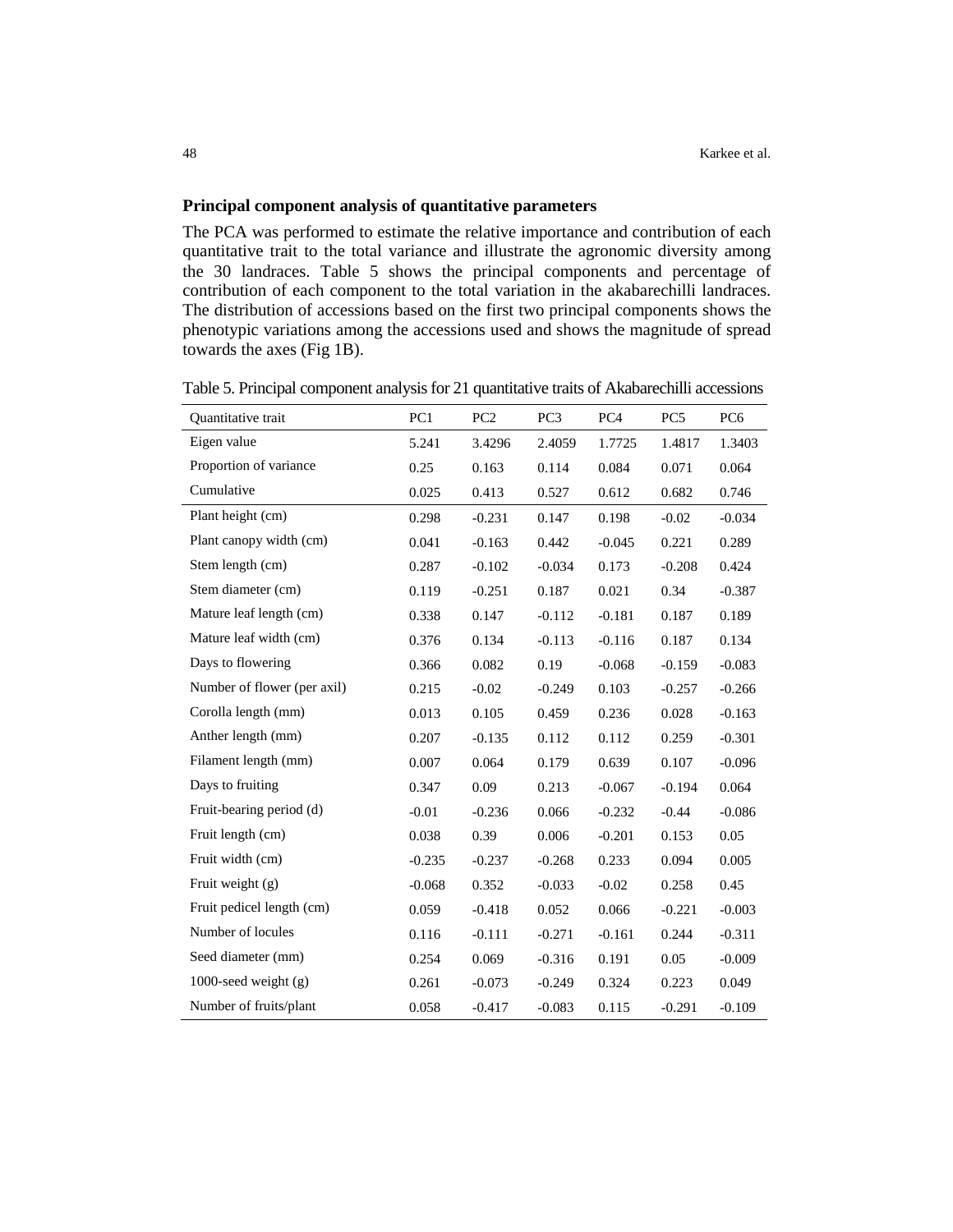## Principal component analysis of quantitative parameters

The PCA was performed to estimate the relative importance and contribution of each quantitative trait to the total variance and illustrate the agronomic diversity among the 30 landraces. Table 5 shows the principal components and percentage of contribution of each component to the total variation in the akabarechilli landraces. The distribution of accessions based on the first two principal components shows the phenotypic variations among the accessions used and shows the magnitude of spread towards the axes (Fig 1B).

Table 5. Principal component analysis for 21 quantitative traits of Akabarechilli accessions

| Quantitative trait | PC1 | PC2 | PC3 | PC4 | PC5 | PC6 |
|---|---|---|---|---|---|---|
| Eigen value | 5.241 | 3.4296 | 2.4059 | 1.7725 | 1.4817 | 1.3403 |
| Proportion of variance | 0.25 | 0.163 | 0.114 | 0.084 | 0.071 | 0.064 |
| Cumulative | 0.025 | 0.413 | 0.527 | 0.612 | 0.682 | 0.746 |
| Plant height (cm) | 0.298 | -0.231 | 0.147 | 0.198 | -0.02 | -0.034 |
| Plant canopy width (cm) | 0.041 | -0.163 | 0.442 | -0.045 | 0.221 | 0.289 |
| Stem length (cm) | 0.287 | -0.102 | -0.034 | 0.173 | -0.208 | 0.424 |
| Stem diameter (cm) | 0.119 | -0.251 | 0.187 | 0.021 | 0.34 | -0.387 |
| Mature leaf length (cm) | 0.338 | 0.147 | -0.112 | -0.181 | 0.187 | 0.189 |
| Mature leaf width (cm) | 0.376 | 0.134 | -0.113 | -0.116 | 0.187 | 0.134 |
| Days to flowering | 0.366 | 0.082 | 0.19 | -0.068 | -0.159 | -0.083 |
| Number of flower (per axil) | 0.215 | -0.02 | -0.249 | 0.103 | -0.257 | -0.266 |
| Corolla length (mm) | 0.013 | 0.105 | 0.459 | 0.236 | 0.028 | -0.163 |
| Anther length (mm) | 0.207 | -0.135 | 0.112 | 0.112 | 0.259 | -0.301 |
| Filament length (mm) | 0.007 | 0.064 | 0.179 | 0.639 | 0.107 | -0.096 |
| Days to fruiting | 0.347 | 0.09 | 0.213 | -0.067 | -0.194 | 0.064 |
| Fruit-bearing period (d) | -0.01 | -0.236 | 0.066 | -0.232 | -0.44 | -0.086 |
| Fruit length (cm) | 0.038 | 0.39 | 0.006 | -0.201 | 0.153 | 0.05 |
| Fruit width (cm) | -0.235 | -0.237 | -0.268 | 0.233 | 0.094 | 0.005 |
| Fruit weight (g) | -0.068 | 0.352 | -0.033 | -0.02 | 0.258 | 0.45 |
| Fruit pedicel length (cm) | 0.059 | -0.418 | 0.052 | 0.066 | -0.221 | -0.003 |
| Number of locules | 0.116 | -0.111 | -0.271 | -0.161 | 0.244 | -0.311 |
| Seed diameter (mm) | 0.254 | 0.069 | -0.316 | 0.191 | 0.05 | -0.009 |
| 1000-seed weight (g) | 0.261 | -0.073 | -0.249 | 0.324 | 0.223 | 0.049 |
| Number of fruits/plant | 0.058 | -0.417 | -0.083 | 0.115 | -0.291 | -0.109 |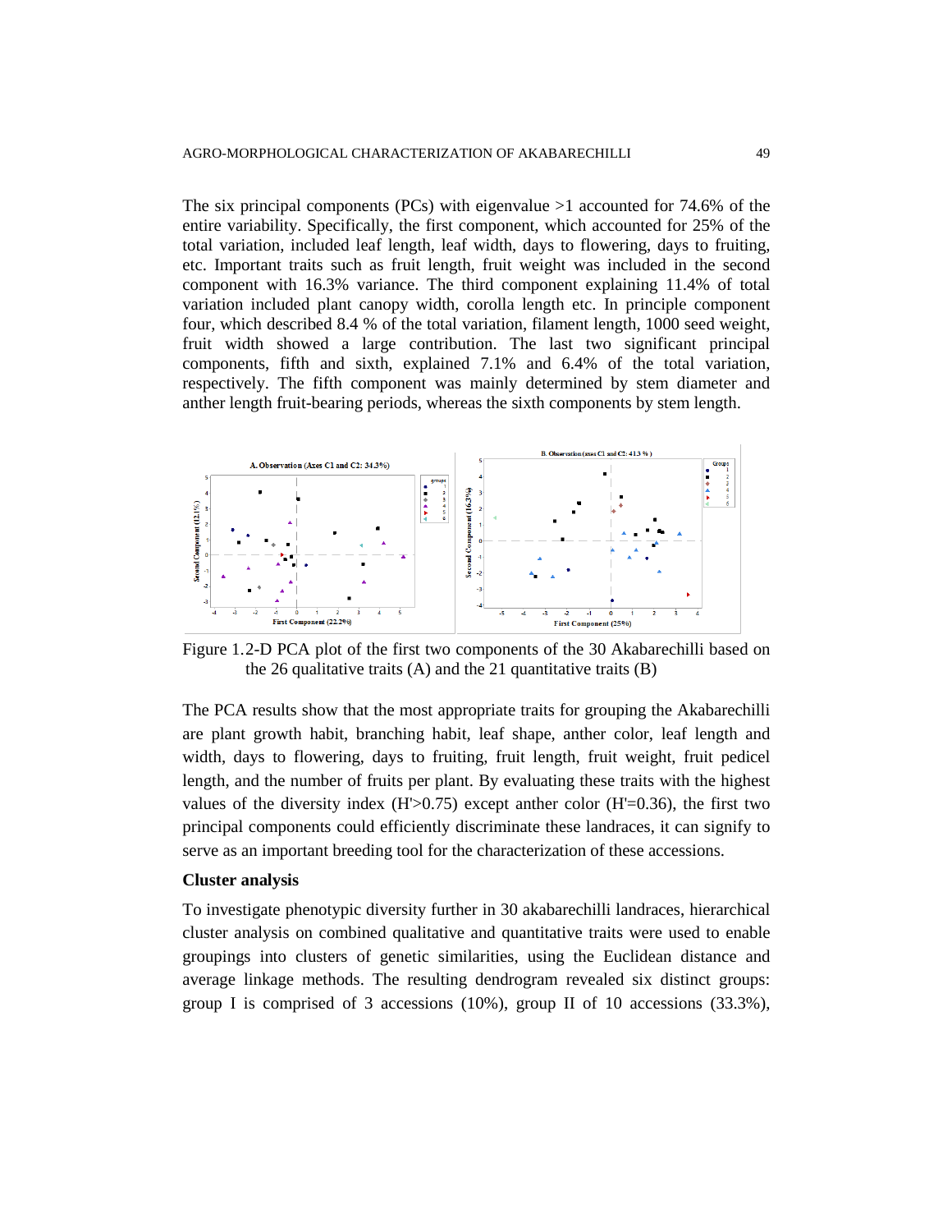The six principal components (PCs) with eigenvalue >1 accounted for 74.6% of the entire variability. Specifically, the first component, which accounted for 25% of the total variation, included leaf length, leaf width, days to flowering, days to fruiting, etc. Important traits such as fruit length, fruit weight was included in the second component with 16.3% variance. The third component explaining 11.4% of total variation included plant canopy width, corolla length etc. In principle component four, which described 8.4 % of the total variation, filament length, 1000 seed weight, fruit width showed a large contribution. The last two significant principal components, fifth and sixth, explained 7.1% and 6.4% of the total variation, respectively. The fifth component was mainly determined by stem diameter and anther length fruit-bearing periods, whereas the sixth components by stem length.

Figure 1.2-D PCA plot of the first two components of the 30 Akabarechilli based on the 26 qualitative traits (A) and the 21 quantitative traits (B)

The PCA results show that the most appropriate traits for grouping the Akabarechilli are plant growth habit, branching habit, leaf shape, anther color, leaf length and width, days to flowering, days to fruiting, fruit length, fruit weight, fruit pedicel length, and the number of fruits per plant. By evaluating these traits with the highest values of the diversity index (H'>0.75) except anther color (H'=0.36), the first two principal components could efficiently discriminate these landraces, it can signify to serve as an important breeding tool for the characterization of these accessions.

**Cluster analysis**

To investigate phenotypic diversity further in 30 akabarechilli landraces, hierarchical cluster analysis on combined qualitative and quantitative traits were used to enable groupings into clusters of genetic similarities, using the Euclidean distance and average linkage methods. The resulting dendrogram revealed six distinct groups: group I is comprised of 3 accessions (10%), group II of 10 accessions (33.3%),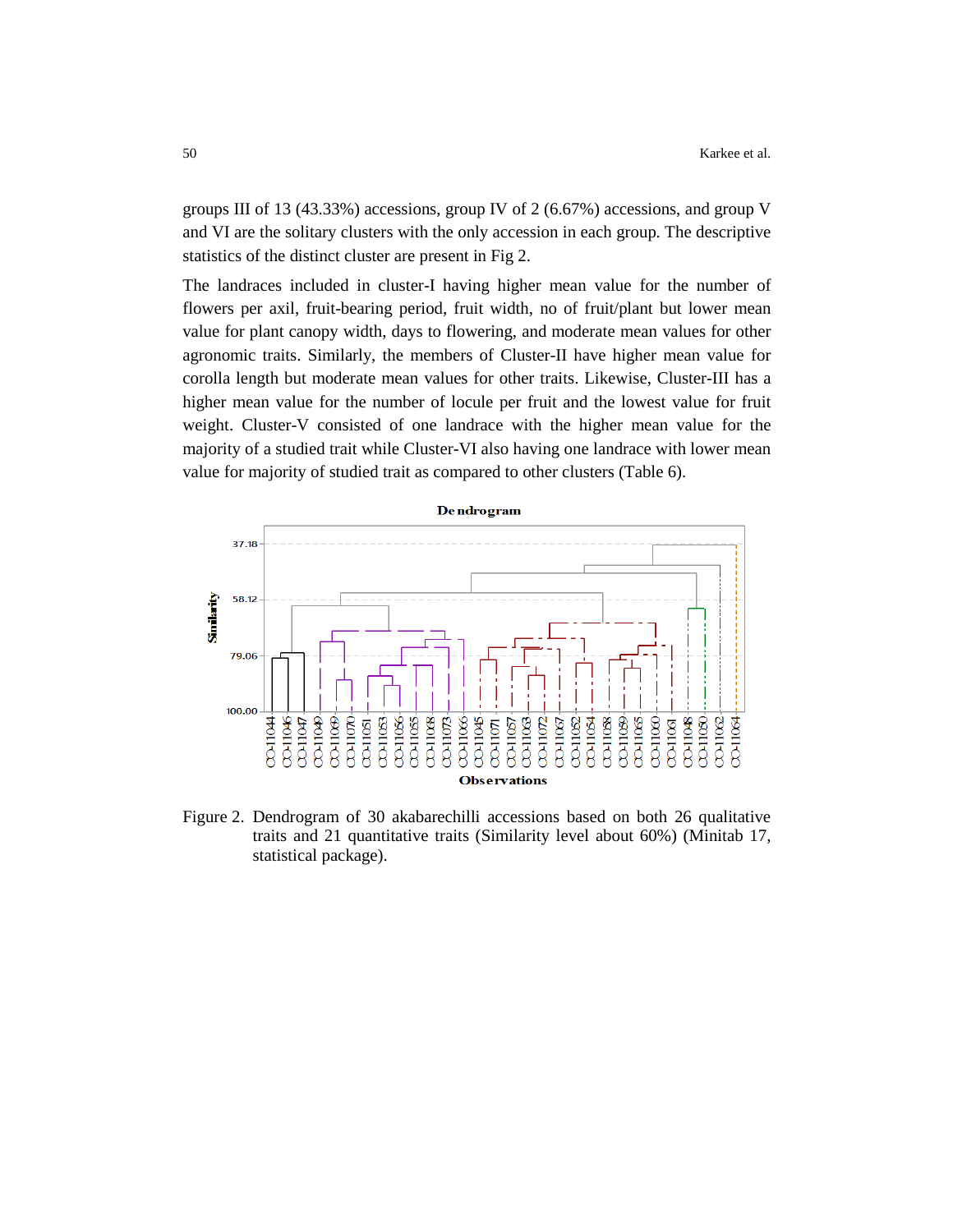groups III of 13 (43.33%) accessions, group IV of 2 (6.67%) accessions, and group V and VI are the solitary clusters with the only accession in each group. The descriptive statistics of the distinct cluster are present in Fig 2.

The landraces included in cluster-I having higher mean value for the number of flowers per axil, fruit-bearing period, fruit width, no of fruit/plant but lower mean value for plant canopy width, days to flowering, and moderate mean values for other agronomic traits. Similarly, the members of Cluster-II have higher mean value for corolla length but moderate mean values for other traits. Likewise, Cluster-III has a higher mean value for the number of locule per fruit and the lowest value for fruit weight. Cluster-V consisted of one landrace with the higher mean value for the majority of a studied trait while Cluster-VI also having one landrace with lower mean value for majority of studied trait as compared to other clusters (Table 6).

Figure 2. Dendrogram of 30 akabarechilli accessions based on both 26 qualitative traits and 21 quantitative traits (Similarity level about 60%) (Minitab 17, statistical package).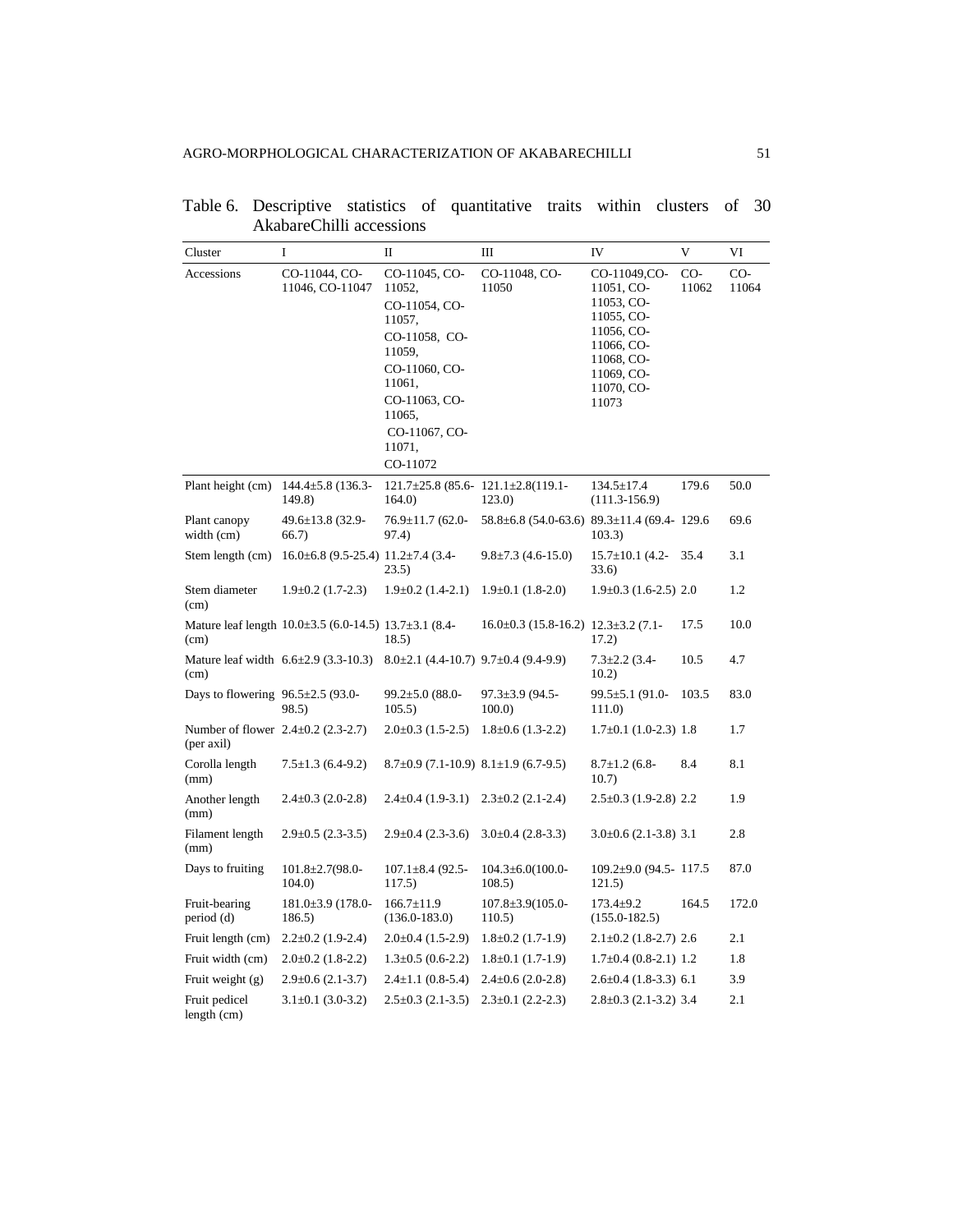Table 6. Descriptive statistics of quantitative traits within clusters of 30 AkabareChilli accessions

| Cluster | I | II | III | IV | V | VI |
|---|---|---|---|---|---|---|
| Accessions | CO-11044, CO-11046, CO-11047 | CO-11045, CO-11052, CO-11054, CO-11057, CO-11058, CO-11059, CO-11060, CO-11061, CO-11063, CO-11065, CO-11067, CO-11071, CO-11072 | CO-11048, CO-11050 | CO-11049,CO-11051, CO-11053, CO-11055, CO-11056, CO-11066, CO-11068, CO-11069, CO-11070, CO-11073 | CO-11062 | CO-11064 |
| Plant height (cm) | 144.4±5.8 (136.3-149.8) | 121.7±25.8 (85.6-164.0) | 121.1±2.8(119.1-123.0) | 134.5±17.4 (111.3-156.9) | 179.6 | 50.0 |
| Plant canopy width (cm) | 49.6±13.8 (32.9-66.7) | 76.9±11.7 (62.0-97.4) | 58.8±6.8 (54.0-63.6) | 89.3±11.4 (69.4-103.3) | 129.6 | 69.6 |
| Stem length (cm) | 16.0±6.8 (9.5-25.4) | 11.2±7.4 (3.4-23.5) | 9.8±7.3 (4.6-15.0) | 15.7±10.1 (4.2-33.6) | 35.4 | 3.1 |
| Stem diameter (cm) | 1.9±0.2 (1.7-2.3) | 1.9±0.2 (1.4-2.1) | 1.9±0.1 (1.8-2.0) | 1.9±0.3 (1.6-2.5) | 2.0 | 1.2 |
| Mature leaf length (cm) | 10.0±3.5 (6.0-14.5) | 13.7±3.1 (8.4-18.5) | 16.0±0.3 (15.8-16.2) | 12.3±3.2 (7.1-17.2) | 17.5 | 10.0 |
| Mature leaf width (cm) | 6.6±2.9 (3.3-10.3) | 8.0±2.1 (4.4-10.7) | 9.7±0.4 (9.4-9.9) | 7.3±2.2 (3.4-10.2) | 10.5 | 4.7 |
| Days to flowering | 96.5±2.5 (93.0-98.5) | 99.2±5.0 (88.0-105.5) | 97.3±3.9 (94.5-100.0) | 99.5±5.1 (91.0-111.0) | 103.5 | 83.0 |
| Number of flower (per axil) | 2.4±0.2 (2.3-2.7) | 2.0±0.3 (1.5-2.5) | 1.8±0.6 (1.3-2.2) | 1.7±0.1 (1.0-2.3) | 1.8 | 1.7 |
| Corolla length (mm) | 7.5±1.3 (6.4-9.2) | 8.7±0.9 (7.1-10.9) | 8.1±1.9 (6.7-9.5) | 8.7±1.2 (6.8-10.7) | 8.4 | 8.1 |
| Another length (mm) | 2.4±0.3 (2.0-2.8) | 2.4±0.4 (1.9-3.1) | 2.3±0.2 (2.1-2.4) | 2.5±0.3 (1.9-2.8) | 2.2 | 1.9 |
| Filament length (mm) | 2.9±0.5 (2.3-3.5) | 2.9±0.4 (2.3-3.6) | 3.0±0.4 (2.8-3.3) | 3.0±0.6 (2.1-3.8) | 3.1 | 2.8 |
| Days to fruiting | 101.8±2.7(98.0-104.0) | 107.1±8.4 (92.5-117.5) | 104.3±6.0(100.0-108.5) | 109.2±9.0 (94.5-121.5) | 117.5 | 87.0 |
| Fruit-bearing period (d) | 181.0±3.9 (178.0-186.5) | 166.7±11.9 (136.0-183.0) | 107.8±3.9(105.0-110.5) | 173.4±9.2 (155.0-182.5) | 164.5 | 172.0 |
| Fruit length (cm) | 2.2±0.2 (1.9-2.4) | 2.0±0.4 (1.5-2.9) | 1.8±0.2 (1.7-1.9) | 2.1±0.2 (1.8-2.7) | 2.6 | 2.1 |
| Fruit width (cm) | 2.0±0.2 (1.8-2.2) | 1.3±0.5 (0.6-2.2) | 1.8±0.1 (1.7-1.9) | 1.7±0.4 (0.8-2.1) | 1.2 | 1.8 |
| Fruit weight (g) | 2.9±0.6 (2.1-3.7) | 2.4±1.1 (0.8-5.4) | 2.4±0.6 (2.0-2.8) | 2.6±0.4 (1.8-3.3) | 6.1 | 3.9 |
| Fruit pedicel length (cm) | 3.1±0.1 (3.0-3.2) | 2.5±0.3 (2.1-3.5) | 2.3±0.1 (2.2-2.3) | 2.8±0.3 (2.1-3.2) | 3.4 | 2.1 |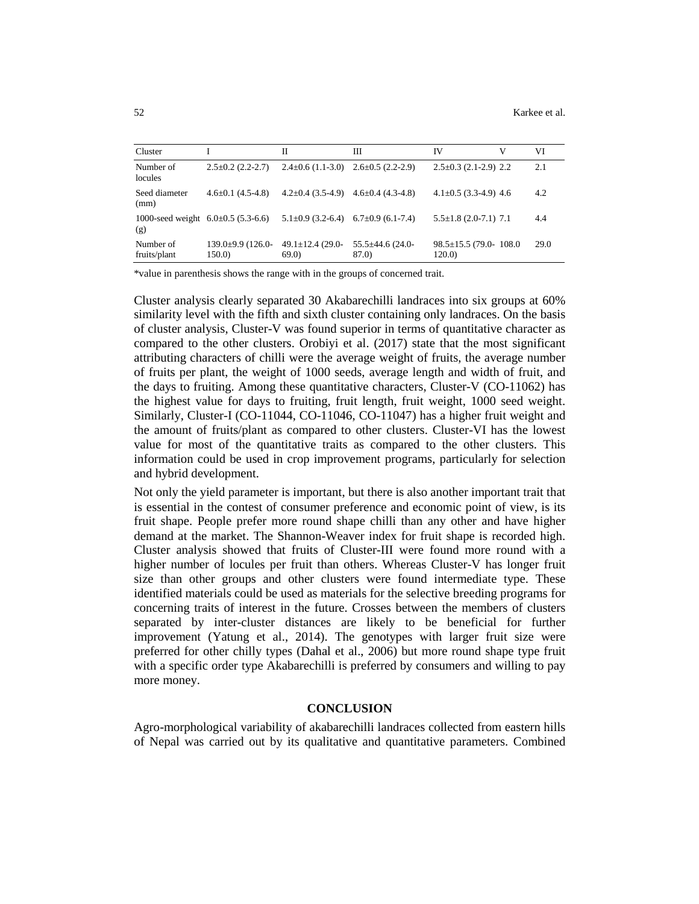| Cluster | I | II | III | IV | V | VI |
|---|---|---|---|---|---|---|
| Number of locules | 2.5±0.2 (2.2-2.7) | 2.4±0.6 (1.1-3.0) | 2.6±0.5 (2.2-2.9) | 2.5±0.3 (2.1-2.9) | 2.2 | 2.1 |
| Seed diameter (mm) | 4.6±0.1 (4.5-4.8) | 4.2±0.4 (3.5-4.9) | 4.6±0.4 (4.3-4.8) | 4.1±0.5 (3.3-4.9) | 4.6 | 4.2 |
| 1000-seed weight (g) | 6.0±0.5 (5.3-6.6) | 5.1±0.9 (3.2-6.4) | 6.7±0.9 (6.1-7.4) | 5.5±1.8 (2.0-7.1) | 7.1 | 4.4 |
| Number of fruits/plant | 139.0±9.9 (126.0-150.0) | 49.1±12.4 (29.0-69.0) | 55.5±44.6 (24.0-87.0) | 98.5±15.5 (79.0-120.0) | 108.0 | 29.0 |

*value in parenthesis shows the range with in the groups of concerned trait.

Cluster analysis clearly separated 30 Akabarechilli landraces into six groups at 60% similarity level with the fifth and sixth cluster containing only landraces. On the basis of cluster analysis, Cluster-V was found superior in terms of quantitative character as compared to the other clusters. Orobiyi et al. (2017) state that the most significant attributing characters of chilli were the average weight of fruits, the average number of fruits per plant, the weight of 1000 seeds, average length and width of fruit, and the days to fruiting. Among these quantitative characters, Cluster-V (CO-11062) has the highest value for days to fruiting, fruit length, fruit weight, 1000 seed weight. Similarly, Cluster-I (CO-11044, CO-11046, CO-11047) has a higher fruit weight and the amount of fruits/plant as compared to other clusters. Cluster-VI has the lowest value for most of the quantitative traits as compared to the other clusters. This information could be used in crop improvement programs, particularly for selection and hybrid development.

Not only the yield parameter is important, but there is also another important trait that is essential in the contest of consumer preference and economic point of view, is its fruit shape. People prefer more round shape chilli than any other and have higher demand at the market. The Shannon-Weaver index for fruit shape is recorded high. Cluster analysis showed that fruits of Cluster-III were found more round with a higher number of locules per fruit than others. Whereas Cluster-V has longer fruit size than other groups and other clusters were found intermediate type. These identified materials could be used as materials for the selective breeding programs for concerning traits of interest in the future. Crosses between the members of clusters separated by inter-cluster distances are likely to be beneficial for further improvement (Yatung et al., 2014). The genotypes with larger fruit size were preferred for other chilly types (Dahal et al., 2006) but more round shape type fruit with a specific order type Akabarechilli is preferred by consumers and willing to pay more money.

## CONCLUSION

Agro-morphological variability of akabarechilli landraces collected from eastern hills of Nepal was carried out by its qualitative and quantitative parameters. Combined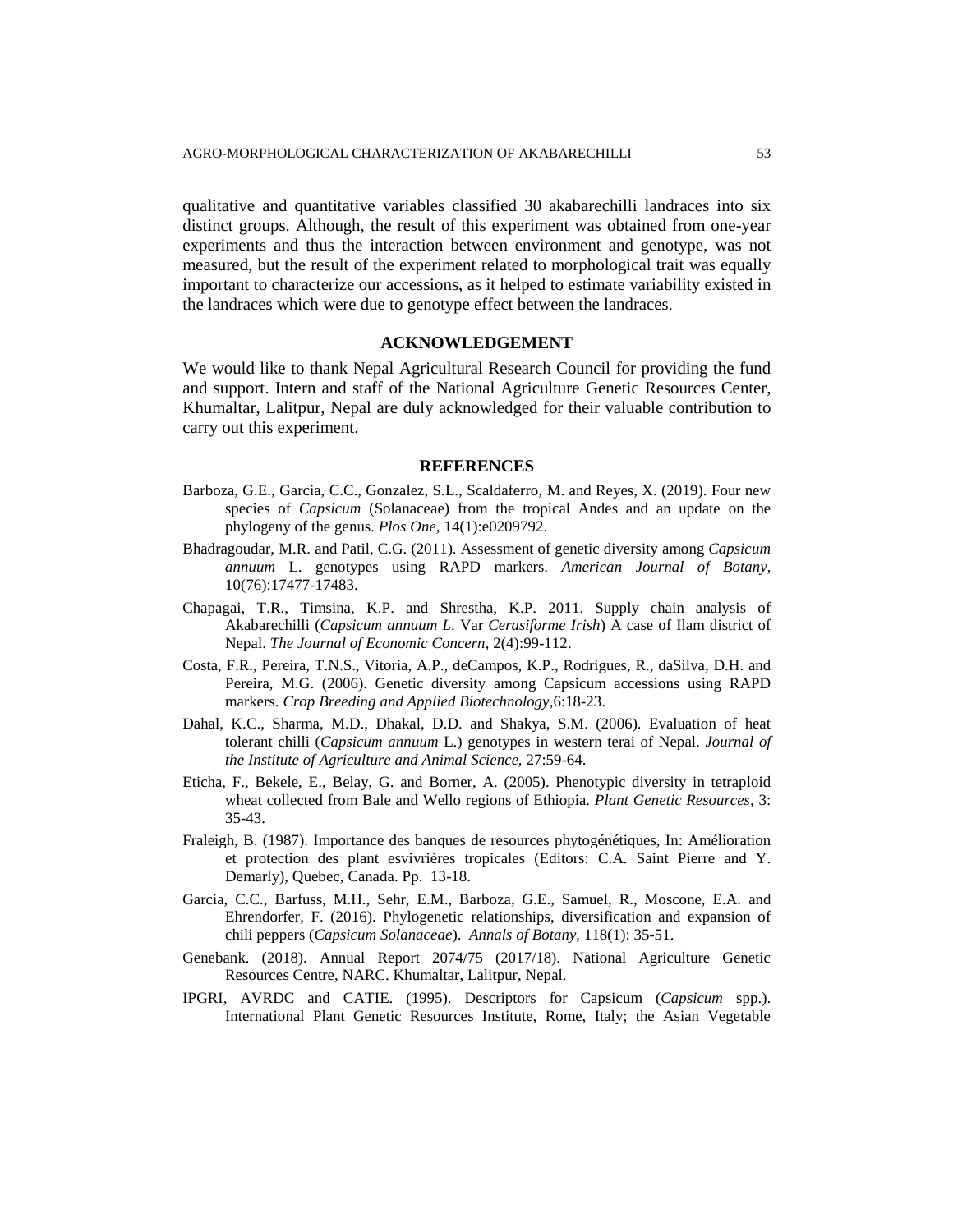qualitative and quantitative variables classified 30 akabarechilli landraces into six distinct groups. Although, the result of this experiment was obtained from one-year experiments and thus the interaction between environment and genotype, was not measured, but the result of the experiment related to morphological trait was equally important to characterize our accessions, as it helped to estimate variability existed in the landraces which were due to genotype effect between the landraces.

## ACKNOWLEDGEMENT

We would like to thank Nepal Agricultural Research Council for providing the fund and support. Intern and staff of the National Agriculture Genetic Resources Center, Khumaltar, Lalitpur, Nepal are duly acknowledged for their valuable contribution to carry out this experiment.

## REFERENCES

Barboza, G.E., Garcia, C.C., Gonzalez, S.L., Scaldaferro, M. and Reyes, X. (2019). Four new species of *Capsicum* (Solanaceae) from the tropical Andes and an update on the phylogeny of the genus. *Plos One,* 14(1):e0209792.

Bhadragoudar, M.R. and Patil, C.G. (2011). Assessment of genetic diversity among *Capsicum annuum* L. genotypes using RAPD markers. *American Journal of Botany,* 10(76):17477-17483.

Chapagai, T.R., Timsina, K.P. and Shrestha, K.P. 2011. Supply chain analysis of Akabarechilli (*Capsicum annuum L.* Var *Cerasiforme Irish*) A case of Ilam district of Nepal. *The Journal of Economic Concern,* 2(4):99-112.

Costa, F.R., Pereira, T.N.S., Vitoria, A.P., deCampos, K.P., Rodrigues, R., daSilva, D.H. and Pereira, M.G. (2006). Genetic diversity among Capsicum accessions using RAPD markers. *Crop Breeding and Applied Biotechnology,*6:18-23.

Dahal, K.C., Sharma, M.D., Dhakal, D.D. and Shakya, S.M. (2006). Evaluation of heat tolerant chilli (*Capsicum annuum* L.) genotypes in western terai of Nepal. *Journal of the Institute of Agriculture and Animal Science,* 27:59-64.

Eticha, F., Bekele, E., Belay, G. and Borner, A. (2005). Phenotypic diversity in tetraploid wheat collected from Bale and Wello regions of Ethiopia. *Plant Genetic Resources,* 3: 35-43.

Fraleigh, B. (1987). Importance des banques de resources phytogénétiques, In: Amélioration et protection des plant esvivrières tropicales (Editors: C.A. Saint Pierre and Y. Demarly), Quebec, Canada. Pp. 13-18.

Garcia, C.C., Barfuss, M.H., Sehr, E.M., Barboza, G.E., Samuel, R., Moscone, E.A. and Ehrendorfer, F. (2016). Phylogenetic relationships, diversification and expansion of chili peppers (*Capsicum Solanaceae*). *Annals of Botany,* 118(1): 35-51.

Genebank. (2018). Annual Report 2074/75 (2017/18). National Agriculture Genetic Resources Centre, NARC. Khumaltar, Lalitpur, Nepal.

IPGRI, AVRDC and CATIE. (1995). Descriptors for Capsicum (*Capsicum* spp.). International Plant Genetic Resources Institute, Rome, Italy; the Asian Vegetable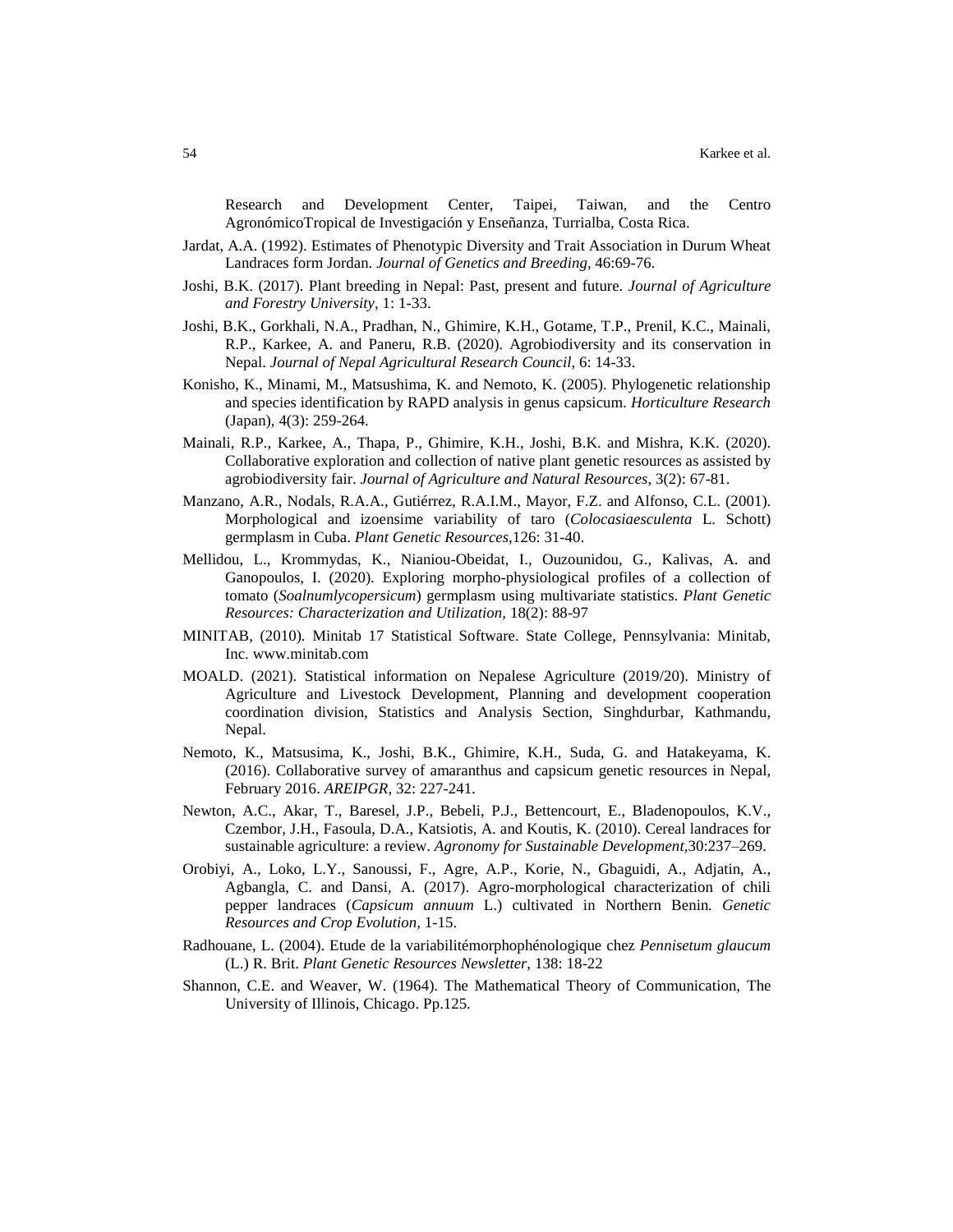Research and Development Center, Taipei, Taiwan, and the Centro AgronómicoTropical de Investigación y Enseñanza, Turrialba, Costa Rica.

Jardat, A.A. (1992). Estimates of Phenotypic Diversity and Trait Association in Durum Wheat Landraces form Jordan. *Journal of Genetics and Breeding*, 46:69-76.

Joshi, B.K. (2017). Plant breeding in Nepal: Past, present and future. *Journal of Agriculture and Forestry University*, 1: 1-33.

Joshi, B.K., Gorkhali, N.A., Pradhan, N., Ghimire, K.H., Gotame, T.P., Prenil, K.C., Mainali, R.P., Karkee, A. and Paneru, R.B. (2020). Agrobiodiversity and its conservation in Nepal. *Journal of Nepal Agricultural Research Council*, 6: 14-33.

Konisho, K., Minami, M., Matsushima, K. and Nemoto, K. (2005). Phylogenetic relationship and species identification by RAPD analysis in genus capsicum. *Horticulture Research* (Japan), 4(3): 259-264.

Mainali, R.P., Karkee, A., Thapa, P., Ghimire, K.H., Joshi, B.K. and Mishra, K.K. (2020). Collaborative exploration and collection of native plant genetic resources as assisted by agrobiodiversity fair. *Journal of Agriculture and Natural Resources*, 3(2): 67-81.

Manzano, A.R., Nodals, R.A.A., Gutiérrez, R.A.I.M., Mayor, F.Z. and Alfonso, C.L. (2001). Morphological and izoensime variability of taro (*Colocasiaesculenta* L. Schott) germplasm in Cuba. *Plant Genetic Resources*,126: 31-40.

Mellidou, L., Krommydas, K., Nianiou-Obeidat, I., Ouzounidou, G., Kalivas, A. and Ganopoulos, I. (2020). Exploring morpho-physiological profiles of a collection of tomato (*Soalnumlycopersicum*) germplasm using multivariate statistics. *Plant Genetic Resources: Characterization and Utilization*, 18(2): 88-97

MINITAB, (2010). Minitab 17 Statistical Software. State College, Pennsylvania: Minitab, Inc. www.minitab.com

MOALD. (2021). Statistical information on Nepalese Agriculture (2019/20). Ministry of Agriculture and Livestock Development, Planning and development cooperation coordination division, Statistics and Analysis Section, Singhdurbar, Kathmandu, Nepal.

Nemoto, K., Matsusima, K., Joshi, B.K., Ghimire, K.H., Suda, G. and Hatakeyama, K. (2016). Collaborative survey of amaranthus and capsicum genetic resources in Nepal, February 2016. *AREIPGR*, 32: 227-241.

Newton, A.C., Akar, T., Baresel, J.P., Bebeli, P.J., Bettencourt, E., Bladenopoulos, K.V., Czembor, J.H., Fasoula, D.A., Katsiotis, A. and Koutis, K. (2010). Cereal landraces for sustainable agriculture: a review. *Agronomy for Sustainable Development*,30:237–269.

Orobiyi, A., Loko, L.Y., Sanoussi, F., Agre, A.P., Korie, N., Gbaguidi, A., Adjatin, A., Agbangla, C. and Dansi, A. (2017). Agro-morphological characterization of chili pepper landraces (*Capsicum annuum* L.) cultivated in Northern Benin. *Genetic Resources and Crop Evolution*, 1-15.

Radhouane, L. (2004). Etude de la variabilitémorphophénologique chez *Pennisetum glaucum* (L.) R. Brit. *Plant Genetic Resources Newsletter*, 138: 18-22

Shannon, C.E. and Weaver, W. (1964). The Mathematical Theory of Communication, The University of Illinois, Chicago. Pp.125.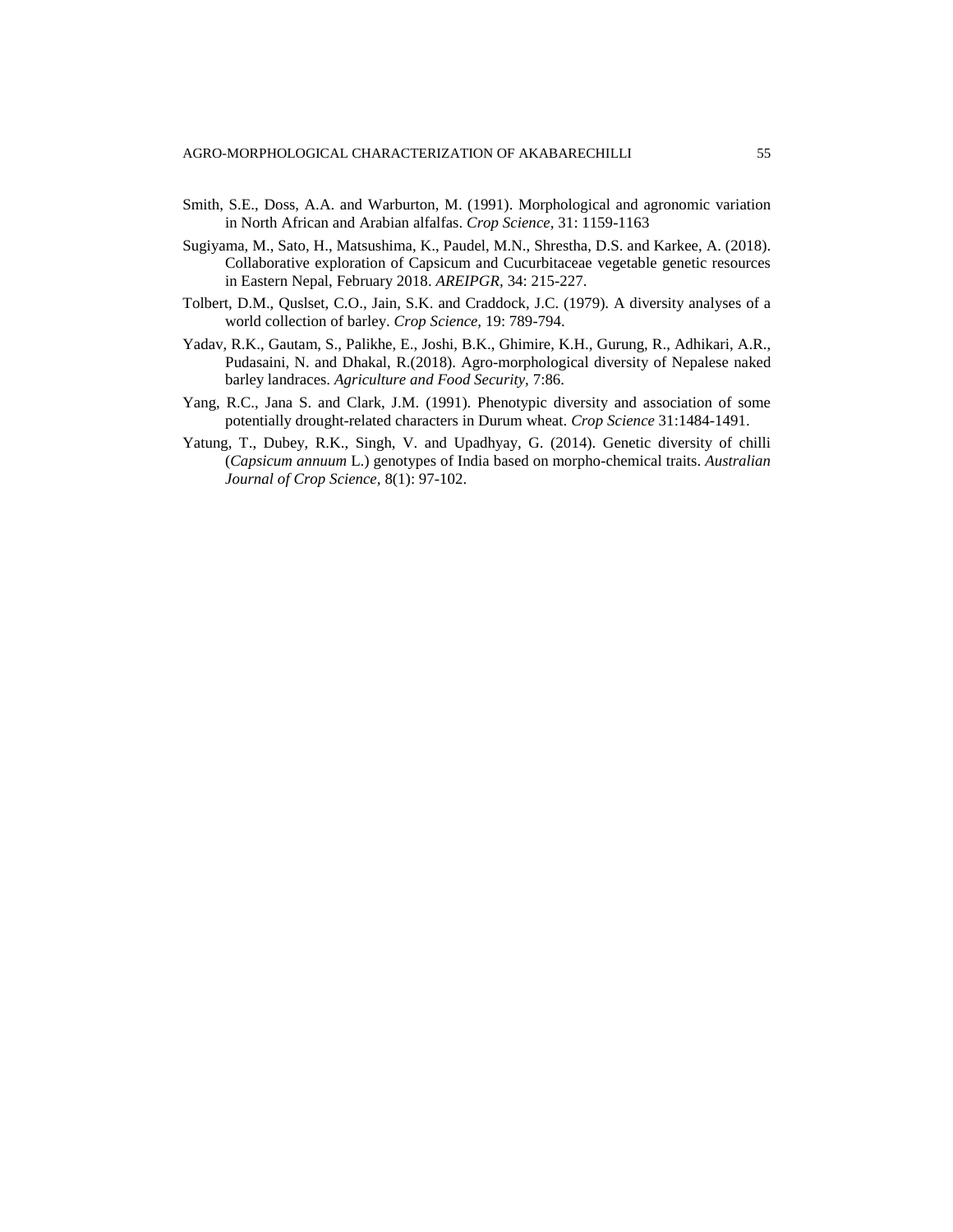Smith, S.E., Doss, A.A. and Warburton, M. (1991). Morphological and agronomic variation in North African and Arabian alfalfas. *Crop Science*, 31: 1159-1163

Sugiyama, M., Sato, H., Matsushima, K., Paudel, M.N., Shrestha, D.S. and Karkee, A. (2018). Collaborative exploration of Capsicum and Cucurbitaceae vegetable genetic resources in Eastern Nepal, February 2018. *AREIPGR*, 34: 215-227.

Tolbert, D.M., Quslset, C.O., Jain, S.K. and Craddock, J.C. (1979). A diversity analyses of a world collection of barley. *Crop Science*, 19: 789-794.

Yadav, R.K., Gautam, S., Palikhe, E., Joshi, B.K., Ghimire, K.H., Gurung, R., Adhikari, A.R., Pudasaini, N. and Dhakal, R.(2018). Agro-morphological diversity of Nepalese naked barley landraces. *Agriculture and Food Security*, 7:86.

Yang, R.C., Jana S. and Clark, J.M. (1991). Phenotypic diversity and association of some potentially drought-related characters in Durum wheat. *Crop Science* 31:1484-1491.

Yatung, T., Dubey, R.K., Singh, V. and Upadhyay, G. (2014). Genetic diversity of chilli (*Capsicum annuum* L.) genotypes of India based on morpho-chemical traits. *Australian Journal of Crop Science*, 8(1): 97-102.